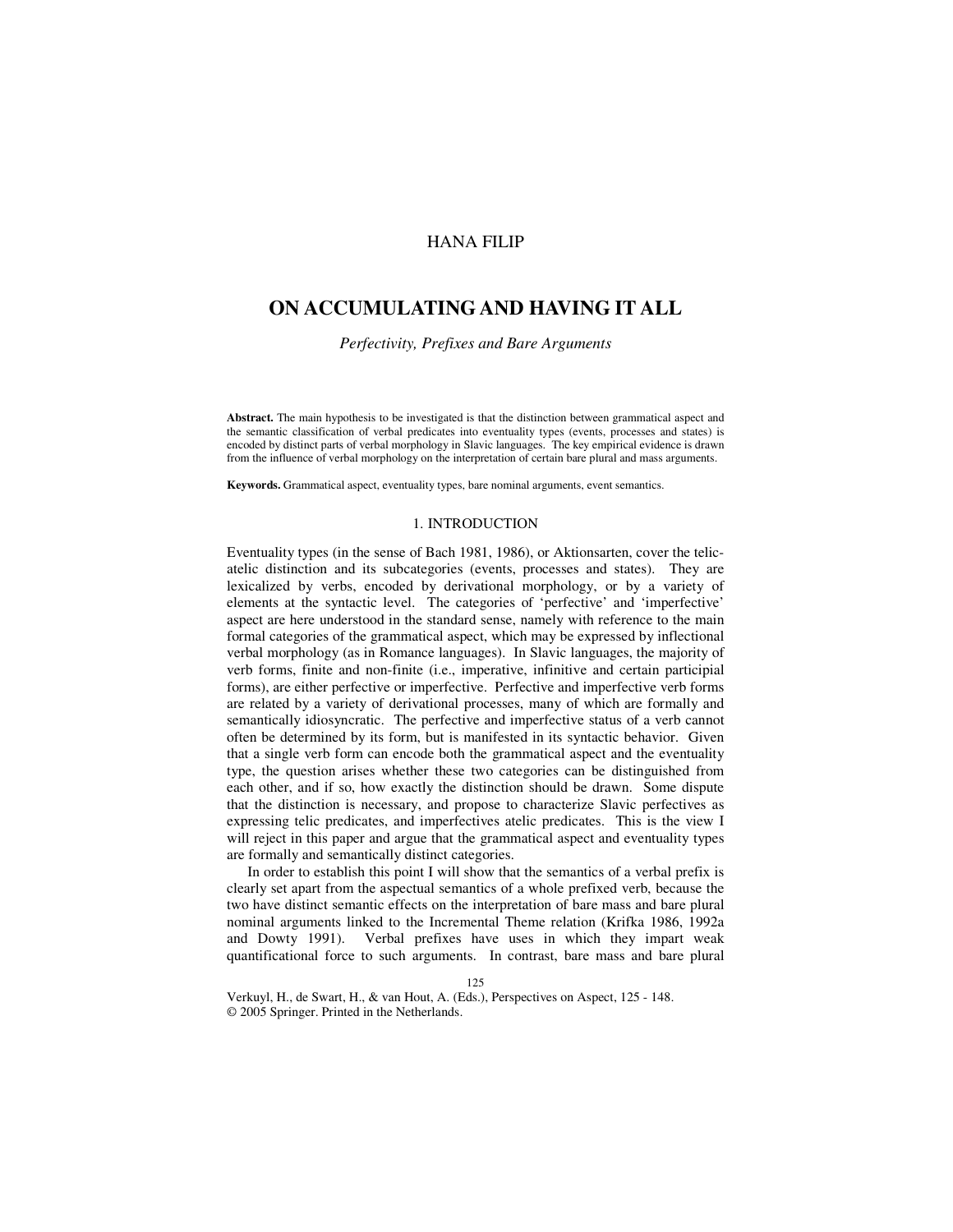HANA FILIP

# ON ACCUMULATING AND HAVING IT ALL

*Perfectivity, Prefixes and Bare Arguments*

**Abstract.** The main hypothesis to be investigated is that the distinction between grammatical aspect and the semantic classification of verbal predicates into eventuality types (events, processes and states) is encoded by distinct parts of verbal morphology in Slavic languages. The key empirical evidence is drawn from the influence of verbal morphology on the interpretation of certain bare plural and mass arguments.

**Keywords.** Grammatical aspect, eventuality types, bare nominal arguments, event semantics.

## 1. INTRODUCTION

Eventuality types (in the sense of Bach 1981, 1986), or Aktionsarten, cover the telic-atelic distinction and its subcategories (events, processes and states). They are lexicalized by verbs, encoded by derivational morphology, or by a variety of elements at the syntactic level. The categories of 'perfective' and 'imperfective' aspect are here understood in the standard sense, namely with reference to the main formal categories of the grammatical aspect, which may be expressed by inflectional verbal morphology (as in Romance languages). In Slavic languages, the majority of verb forms, finite and non-finite (i.e., imperative, infinitive and certain participial forms), are either perfective or imperfective. Perfective and imperfective verb forms are related by a variety of derivational processes, many of which are formally and semantically idiosyncratic. The perfective and imperfective status of a verb cannot often be determined by its form, but is manifested in its syntactic behavior. Given that a single verb form can encode both the grammatical aspect and the eventuality type, the question arises whether these two categories can be distinguished from each other, and if so, how exactly the distinction should be drawn. Some dispute that the distinction is necessary, and propose to characterize Slavic perfectives as expressing telic predicates, and imperfectives atelic predicates. This is the view I will reject in this paper and argue that the grammatical aspect and eventuality types are formally and semantically distinct categories.

In order to establish this point I will show that the semantics of a verbal prefix is clearly set apart from the aspectual semantics of a whole prefixed verb, because the two have distinct semantic effects on the interpretation of bare mass and bare plural nominal arguments linked to the Incremental Theme relation (Krifka 1986, 1992a and Dowty 1991). Verbal prefixes have uses in which they impart weak quantificational force to such arguments. In contrast, bare mass and bare plural

Verkuyl, H., de Swart, H., & van Hout, A. (Eds.), Perspectives on Aspect, 125 - 148.
© 2005 Springer. Printed in the Netherlands.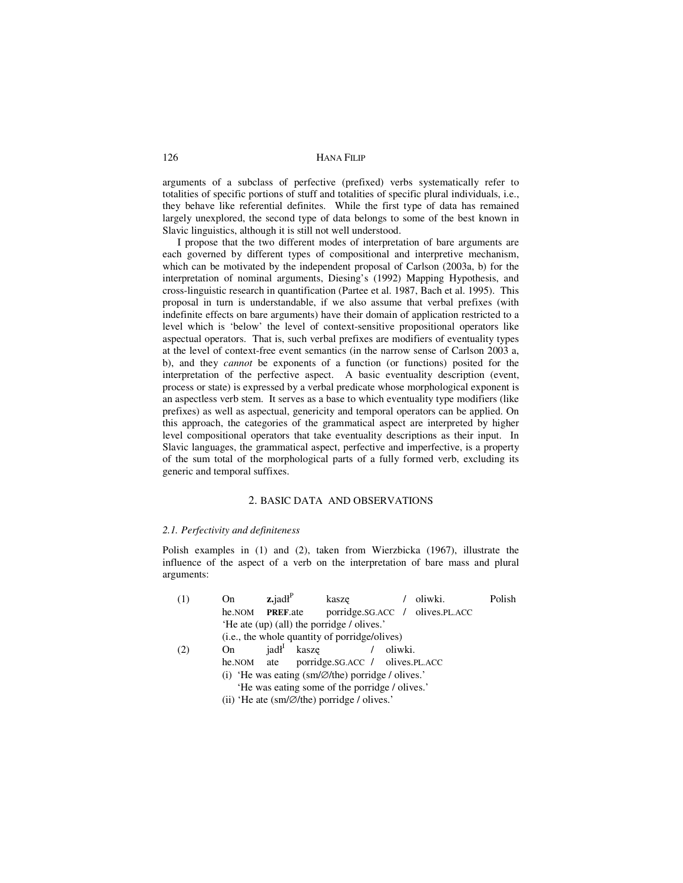arguments of a subclass of perfective (prefixed) verbs systematically refer to totalities of specific portions of stuff and totalities of specific plural individuals, i.e., they behave like referential definites. While the first type of data has remained largely unexplored, the second type of data belongs to some of the best known in Slavic linguistics, although it is still not well understood.

I propose that the two different modes of interpretation of bare arguments are each governed by different types of compositional and interpretive mechanism, which can be motivated by the independent proposal of Carlson (2003a, b) for the interpretation of nominal arguments, Diesing's (1992) Mapping Hypothesis, and cross-linguistic research in quantification (Partee et al. 1987, Bach et al. 1995). This proposal in turn is understandable, if we also assume that verbal prefixes (with indefinite effects on bare arguments) have their domain of application restricted to a level which is 'below' the level of context-sensitive propositional operators like aspectual operators. That is, such verbal prefixes are modifiers of eventuality types at the level of context-free event semantics (in the narrow sense of Carlson 2003 a, b), and they *cannot* be exponents of a function (or functions) posited for the interpretation of the perfective aspect. A basic eventuality description (event, process or state) is expressed by a verbal predicate whose morphological exponent is an aspectless verb stem. It serves as a base to which eventuality type modifiers (like prefixes) as well as aspectual, genericity and temporal operators can be applied. On this approach, the categories of the grammatical aspect are interpreted by higher level compositional operators that take eventuality descriptions as their input. In Slavic languages, the grammatical aspect, perfective and imperfective, is a property of the sum total of the morphological parts of a fully formed verb, excluding its generic and temporal suffixes.

## 2. BASIC DATA AND OBSERVATIONS

### *2.1. Perfectivity and definiteness*

Polish examples in (1) and (2), taken from Wierzbicka (1967), illustrate the influence of the aspect of a verb on the interpretation of bare mass and plural arguments:

(1) On **z.**jadł$^{P}$ kaszę / oliwki. Polish
he.NOM **PREF**.ate porridge.SG.ACC / olives.PL.ACC
'He ate (up) (all) the porridge / olives.'
(i.e., the whole quantity of porridge/olives)

(2) On jadł$^{I}$ kaszę / oliwki.
he.NOM ate porridge.SG.ACC / olives.PL.ACC
(i) 'He was eating (sm/∅/the) porridge / olives.'
'He was eating some of the porridge / olives.'
(ii) 'He ate (sm/∅/the) porridge / olives.'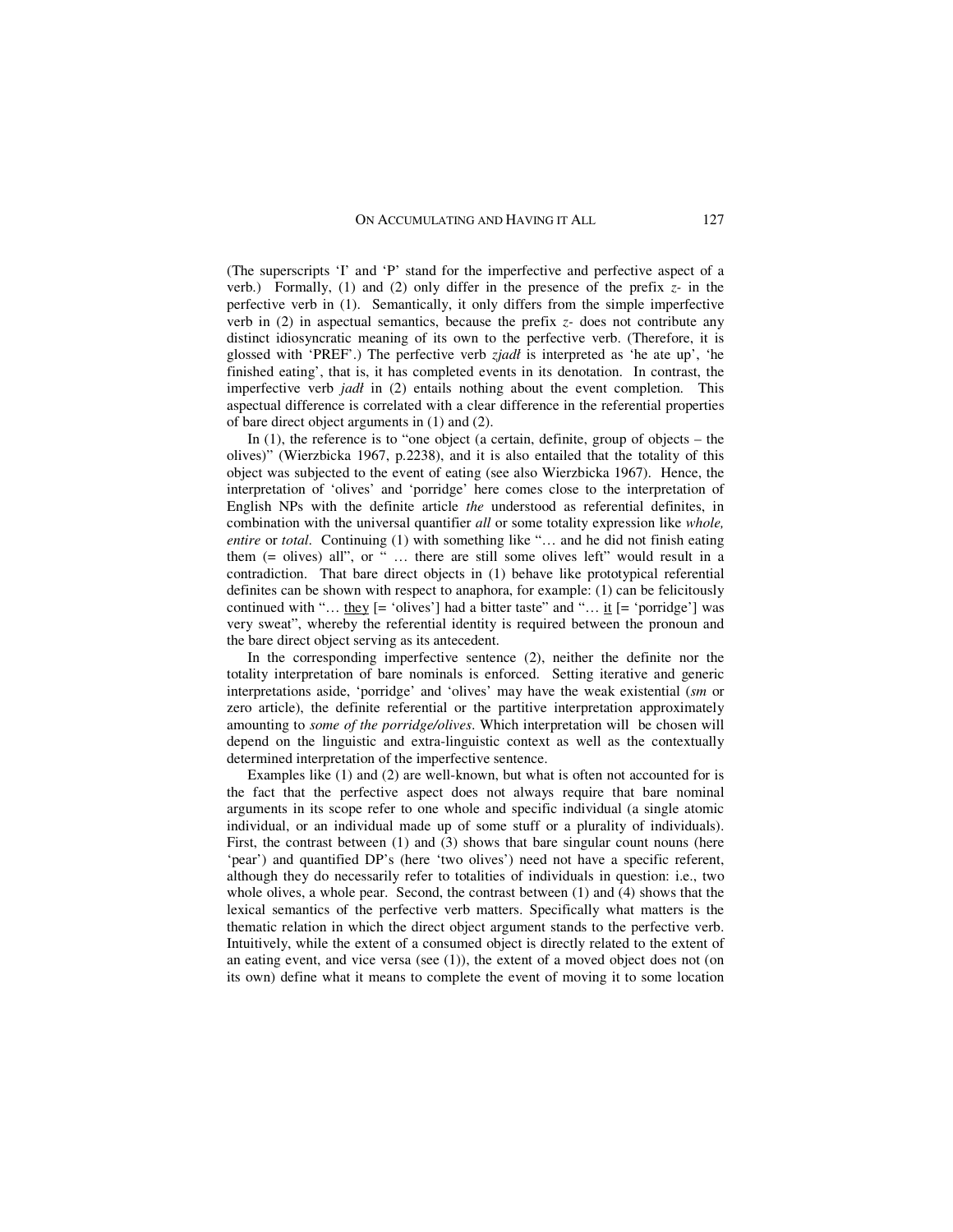(The superscripts 'I' and 'P' stand for the imperfective and perfective aspect of a verb.) Formally, (1) and (2) only differ in the presence of the prefix *z-* in the perfective verb in (1). Semantically, it only differs from the simple imperfective verb in (2) in aspectual semantics, because the prefix *z-* does not contribute any distinct idiosyncratic meaning of its own to the perfective verb. (Therefore, it is glossed with 'PREF'.) The perfective verb *zjadł* is interpreted as 'he ate up', 'he finished eating', that is, it has completed events in its denotation. In contrast, the imperfective verb *jadł* in (2) entails nothing about the event completion. This aspectual difference is correlated with a clear difference in the referential properties of bare direct object arguments in (1) and (2).

In (1), the reference is to "one object (a certain, definite, group of objects – the olives)" (Wierzbicka 1967, p.2238), and it is also entailed that the totality of this object was subjected to the event of eating (see also Wierzbicka 1967). Hence, the interpretation of 'olives' and 'porridge' here comes close to the interpretation of English NPs with the definite article *the* understood as referential definites, in combination with the universal quantifier *all* or some totality expression like *whole, entire* or *total*. Continuing (1) with something like "… and he did not finish eating them (= olives) all", or " … there are still some olives left" would result in a contradiction. That bare direct objects in (1) behave like prototypical referential definites can be shown with respect to anaphora, for example: (1) can be felicitously continued with "… <u>they</u> [= 'olives'] had a bitter taste" and "… <u>it</u> [= 'porridge'] was very sweat", whereby the referential identity is required between the pronoun and the bare direct object serving as its antecedent.

In the corresponding imperfective sentence (2), neither the definite nor the totality interpretation of bare nominals is enforced. Setting iterative and generic interpretations aside, 'porridge' and 'olives' may have the weak existential (*sm* or zero article), the definite referential or the partitive interpretation approximately amounting to *some of the porridge/olives*. Which interpretation will be chosen will depend on the linguistic and extra-linguistic context as well as the contextually determined interpretation of the imperfective sentence.

Examples like (1) and (2) are well-known, but what is often not accounted for is the fact that the perfective aspect does not always require that bare nominal arguments in its scope refer to one whole and specific individual (a single atomic individual, or an individual made up of some stuff or a plurality of individuals). First, the contrast between (1) and (3) shows that bare singular count nouns (here 'pear') and quantified DP's (here 'two olives') need not have a specific referent, although they do necessarily refer to totalities of individuals in question: i.e., two whole olives, a whole pear. Second, the contrast between (1) and (4) shows that the lexical semantics of the perfective verb matters. Specifically what matters is the thematic relation in which the direct object argument stands to the perfective verb. Intuitively, while the extent of a consumed object is directly related to the extent of an eating event, and vice versa (see (1)), the extent of a moved object does not (on its own) define what it means to complete the event of moving it to some location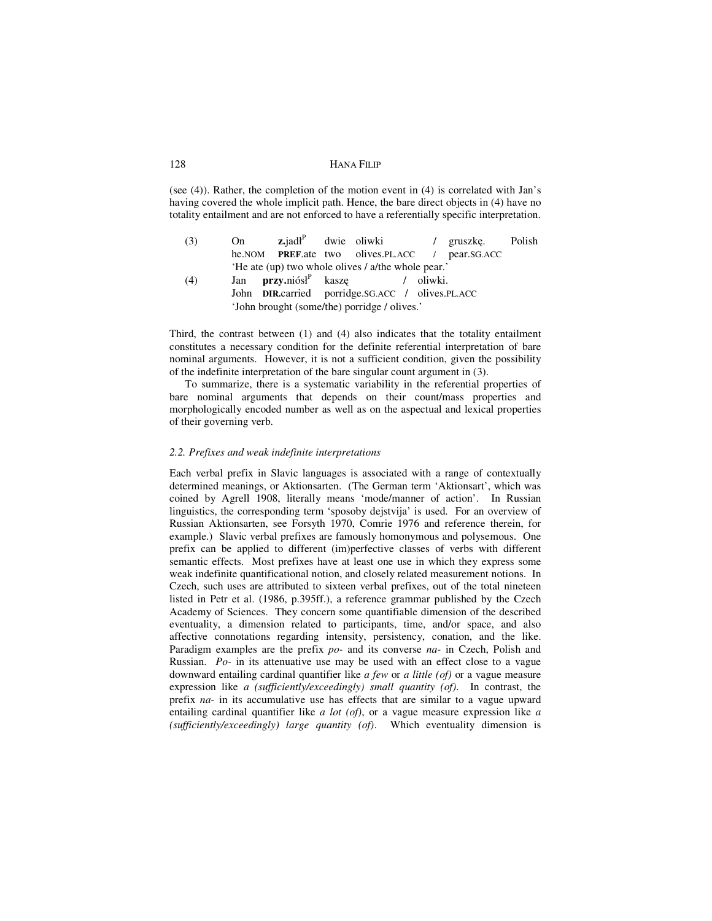(see (4)). Rather, the completion of the motion event in (4) is correlated with Jan's having covered the whole implicit path. Hence, the bare direct objects in (4) have no totality entailment and are not enforced to have a referentially specific interpretation.

(3) On **z.**jadł[P] dwie oliwki / gruszkę. Polish
he.NOM **PREF**.ate two olives.PL.ACC / pear.SG.ACC
'He ate (up) two whole olives / a/the whole pear.'

(4) Jan **przy.**niósł[P] kaszę / oliwki.
John **DIR.**carried porridge.SG.ACC / olives.PL.ACC
'John brought (some/the) porridge / olives.'

Third, the contrast between (1) and (4) also indicates that the totality entailment constitutes a necessary condition for the definite referential interpretation of bare nominal arguments. However, it is not a sufficient condition, given the possibility of the indefinite interpretation of the bare singular count argument in (3).

To summarize, there is a systematic variability in the referential properties of bare nominal arguments that depends on their count/mass properties and morphologically encoded number as well as on the aspectual and lexical properties of their governing verb.

### *2.2. Prefixes and weak indefinite interpretations*

Each verbal prefix in Slavic languages is associated with a range of contextually determined meanings, or Aktionsarten. (The German term 'Aktionsart', which was coined by Agrell 1908, literally means 'mode/manner of action'. In Russian linguistics, the corresponding term 'sposoby dejstvija' is used. For an overview of Russian Aktionsarten, see Forsyth 1970, Comrie 1976 and reference therein, for example.) Slavic verbal prefixes are famously homonymous and polysemous. One prefix can be applied to different (im)perfective classes of verbs with different semantic effects. Most prefixes have at least one use in which they express some weak indefinite quantificational notion, and closely related measurement notions. In Czech, such uses are attributed to sixteen verbal prefixes, out of the total nineteen listed in Petr et al. (1986, p.395ff.), a reference grammar published by the Czech Academy of Sciences. They concern some quantifiable dimension of the described eventuality, a dimension related to participants, time, and/or space, and also affective connotations regarding intensity, persistency, conation, and the like. Paradigm examples are the prefix *po-* and its converse *na-* in Czech, Polish and Russian. *Po-* in its attenuative use may be used with an effect close to a vague downward entailing cardinal quantifier like *a few* or *a little (of)* or a vague measure expression like *a (sufficiently/exceedingly) small quantity (of)*. In contrast, the prefix *na-* in its accumulative use has effects that are similar to a vague upward entailing cardinal quantifier like *a lot (of)*, or a vague measure expression like *a (sufficiently/exceedingly) large quantity (of)*. Which eventuality dimension is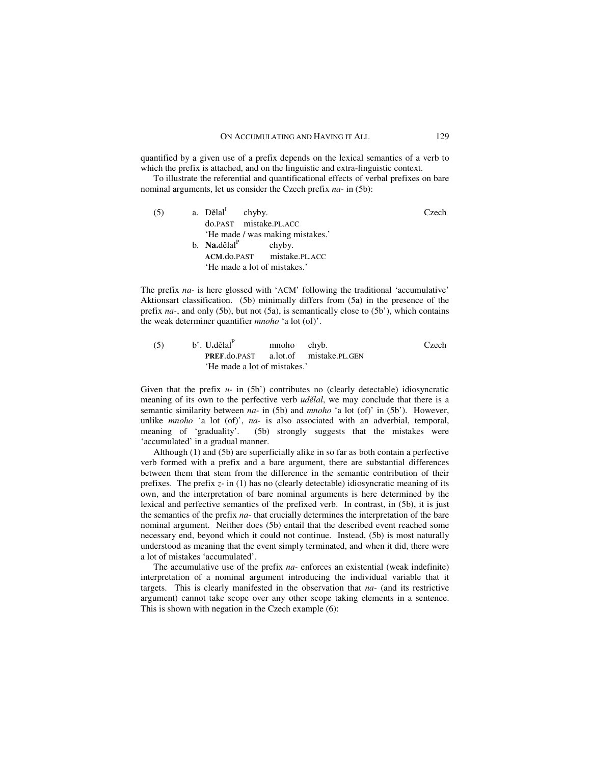quantified by a given use of a prefix depends on the lexical semantics of a verb to which the prefix is attached, and on the linguistic and extra-linguistic context.

To illustrate the referential and quantificational effects of verbal prefixes on bare nominal arguments, let us consider the Czech prefix *na-* in (5b):

(5) a. Dělal[I] chyby. Czech
   do.PAST mistake.PL.ACC
   'He made / was making mistakes.'
 b. **Na.**dělal[P] chyby.
   **ACM**.do.PAST mistake.PL.ACC
   'He made a lot of mistakes.'

The prefix *na-* is here glossed with 'ACM' following the traditional 'accumulative' Aktionsart classification. (5b) minimally differs from (5a) in the presence of the prefix *na-*, and only (5b), but not (5a), is semantically close to (5b'), which contains the weak determiner quantifier *mnoho* 'a lot (of)'.

(5) b'. **U.**dělal[P] mnoho chyb. Czech
   **PREF**.do.PAST a.lot.of mistake.PL.GEN
   'He made a lot of mistakes.'

Given that the prefix *u-* in (5b') contributes no (clearly detectable) idiosyncratic meaning of its own to the perfective verb *udělal*, we may conclude that there is a semantic similarity between *na-* in (5b) and *mnoho* 'a lot (of)' in (5b'). However, unlike *mnoho* 'a lot (of)', *na-* is also associated with an adverbial, temporal, meaning of 'graduality'. (5b) strongly suggests that the mistakes were 'accumulated' in a gradual manner.

Although (1) and (5b) are superficially alike in so far as both contain a perfective verb formed with a prefix and a bare argument, there are substantial differences between them that stem from the difference in the semantic contribution of their prefixes. The prefix *z-* in (1) has no (clearly detectable) idiosyncratic meaning of its own, and the interpretation of bare nominal arguments is here determined by the lexical and perfective semantics of the prefixed verb. In contrast, in (5b), it is just the semantics of the prefix *na-* that crucially determines the interpretation of the bare nominal argument. Neither does (5b) entail that the described event reached some necessary end, beyond which it could not continue. Instead, (5b) is most naturally understood as meaning that the event simply terminated, and when it did, there were a lot of mistakes 'accumulated'.

The accumulative use of the prefix *na-* enforces an existential (weak indefinite) interpretation of a nominal argument introducing the individual variable that it targets. This is clearly manifested in the observation that *na-* (and its restrictive argument) cannot take scope over any other scope taking elements in a sentence. This is shown with negation in the Czech example (6):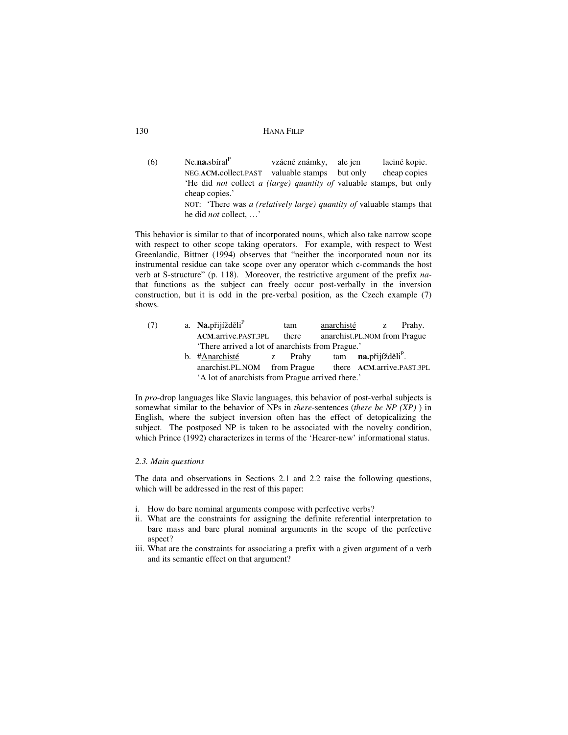(6) Ne.**na.**sbíral[P] vzácné známky, ale jen laciné kopie.
NEG.**ACM.**collect.PAST valuable stamps but only cheap copies
'He did *not* collect *a (large) quantity of* valuable stamps, but only cheap copies.'
NOT: 'There was *a (relatively large) quantity of* valuable stamps that he did *not* collect, …'

This behavior is similar to that of incorporated nouns, which also take narrow scope with respect to other scope taking operators. For example, with respect to West Greenlandic, Bittner (1994) observes that "neither the incorporated noun nor its instrumental residue can take scope over any operator which c-commands the host verb at S-structure" (p. 118). Moreover, the restrictive argument of the prefix *na-* that functions as the subject can freely occur post-verbally in the inversion construction, but it is odd in the pre-verbal position, as the Czech example (7) shows.

(7) a. **Na.**přijížděli[P] tam <u>anarchisté</u> z Prahy.
**ACM**.arrive.PAST.3PL there anarchist.PL.NOM from Prague
'There arrived a lot of anarchists from Prague.'

b. #<u>Anarchisté</u> z Prahy tam **na.**přijížděli[P].
anarchist.PL.NOM from Prague there **ACM**.arrive.PAST.3PL
'A lot of anarchists from Prague arrived there.'

In *pro*-drop languages like Slavic languages, this behavior of post-verbal subjects is somewhat similar to the behavior of NPs in *there*-sentences (*there be NP (XP)* ) in English, where the subject inversion often has the effect of detopicalizing the subject. The postposed NP is taken to be associated with the novelty condition, which Prince (1992) characterizes in terms of the 'Hearer-new' informational status.

### *2.3. Main questions*

The data and observations in Sections 2.1 and 2.2 raise the following questions, which will be addressed in the rest of this paper:

i. How do bare nominal arguments compose with perfective verbs?
ii. What are the constraints for assigning the definite referential interpretation to bare mass and bare plural nominal arguments in the scope of the perfective aspect?
iii. What are the constraints for associating a prefix with a given argument of a verb and its semantic effect on that argument?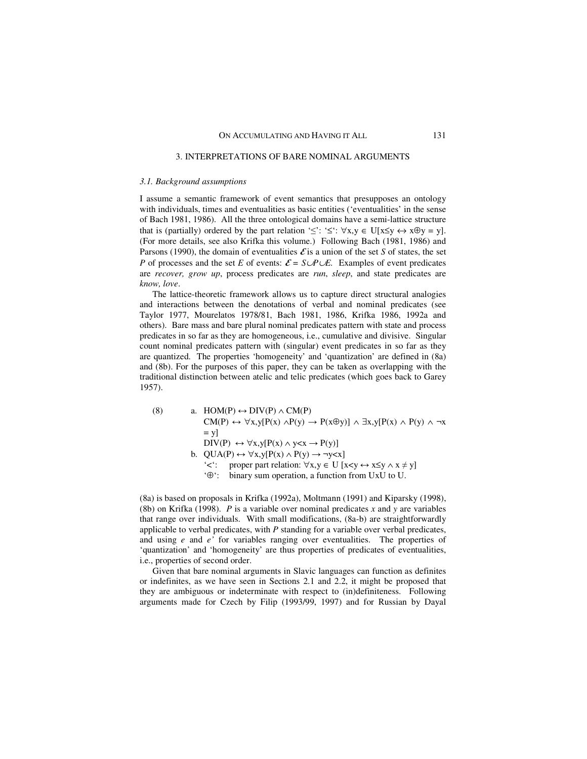## 3. INTERPRETATIONS OF BARE NOMINAL ARGUMENTS

### *3.1. Background assumptions*

I assume a semantic framework of event semantics that presupposes an ontology with individuals, times and eventualities as basic entities ('eventualities' in the sense of Bach 1981, 1986). All the three ontological domains have a semi-lattice structure that is (partially) ordered by the part relation '$\leq$': '$\leq$': $\forall x,y \in U[x \leq y \leftrightarrow x \oplus y = y]$. (For more details, see also Krifka this volume.) Following Bach (1981, 1986) and Parsons (1990), the domain of eventualities $\mathcal{E}$ is a union of the set *S* of states, the set *P* of processes and the set *E* of events: $\mathcal{E} = S \cup P \cup E$. Examples of event predicates are *recover, grow up*, process predicates are *run*, *sleep*, and state predicates are *know, love*.

The lattice-theoretic framework allows us to capture direct structural analogies and interactions between the denotations of verbal and nominal predicates (see Taylor 1977, Mourelatos 1978/81, Bach 1981, 1986, Krifka 1986, 1992a and others). Bare mass and bare plural nominal predicates pattern with state and process predicates in so far as they are homogeneous, i.e., cumulative and divisive. Singular count nominal predicates pattern with (singular) event predicates in so far as they are quantized. The properties 'homogeneity' and 'quantization' are defined in (8a) and (8b). For the purposes of this paper, they can be taken as overlapping with the traditional distinction between atelic and telic predicates (which goes back to Garey 1957).

(8) a. $\text{HOM}(P) \leftrightarrow \text{DIV}(P) \wedge \text{CM}(P)$

$\text{CM}(P) \leftrightarrow \forall x,y[P(x) \wedge P(y) \rightarrow P(x \oplus y)] \wedge \exists x,y[P(x) \wedge P(y) \wedge \neg x = y]$

$\text{DIV}(P) \leftrightarrow \forall x,y[P(x) \wedge y < x \rightarrow P(y)]$

b. $\text{QUA}(P) \leftrightarrow \forall x,y[P(x) \wedge P(y) \rightarrow \neg y < x]$

'$<$': proper part relation: $\forall x,y \in U\ [x < y \leftrightarrow x \leq y \wedge x \neq y]$

'$\oplus$': binary sum operation, a function from UxU to U.

(8a) is based on proposals in Krifka (1992a), Moltmann (1991) and Kiparsky (1998), (8b) on Krifka (1998). *P* is a variable over nominal predicates *x* and *y* are variables that range over individuals. With small modifications, (8a-b) are straightforwardly applicable to verbal predicates, with *P* standing for a variable over verbal predicates, and using *e* and *e'* for variables ranging over eventualities. The properties of 'quantization' and 'homogeneity' are thus properties of predicates of eventualities, i.e., properties of second order.

Given that bare nominal arguments in Slavic languages can function as definites or indefinites, as we have seen in Sections 2.1 and 2.2, it might be proposed that they are ambiguous or indeterminate with respect to (in)definiteness. Following arguments made for Czech by Filip (1993/99, 1997) and for Russian by Dayal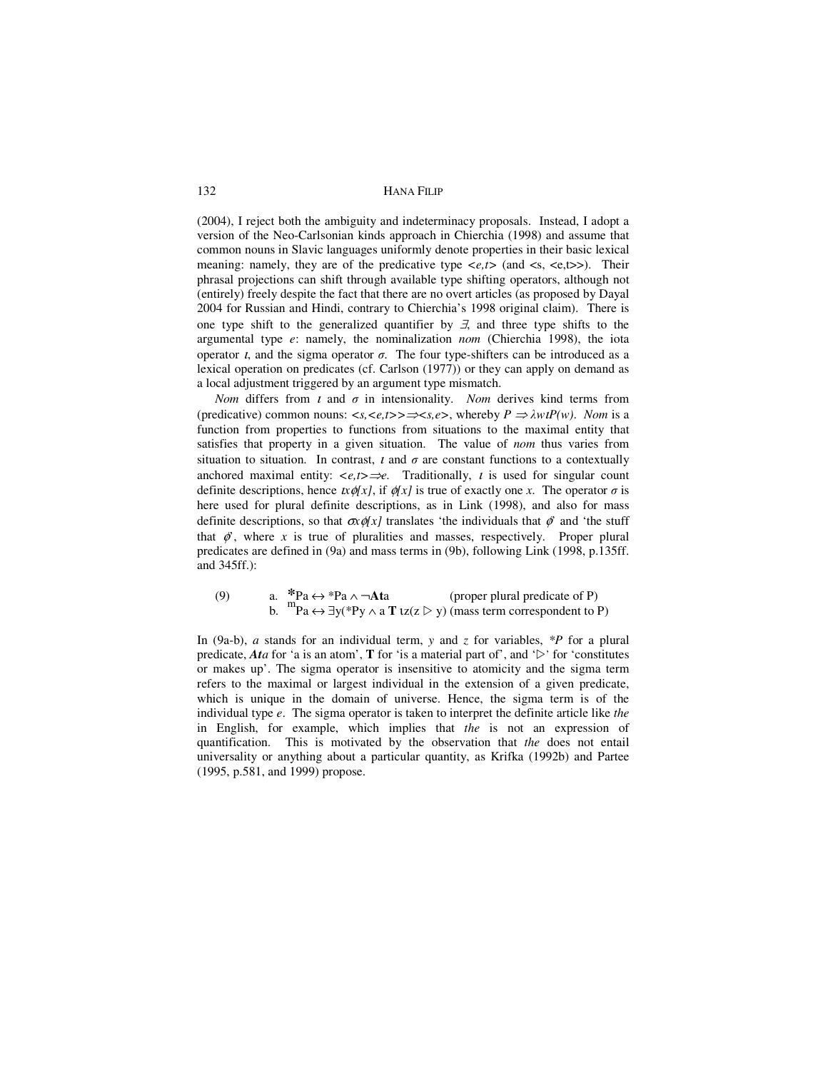(2004), I reject both the ambiguity and indeterminacy proposals. Instead, I adopt a version of the Neo-Carlsonian kinds approach in Chierchia (1998) and assume that common nouns in Slavic languages uniformly denote properties in their basic lexical meaning: namely, they are of the predicative type $<e,t>$ (and $<s, <e,t>>$). Their phrasal projections can shift through available type shifting operators, although not (entirely) freely despite the fact that there are no overt articles (as proposed by Dayal 2004 for Russian and Hindi, contrary to Chierchia's 1998 original claim). There is one type shift to the generalized quantifier by $\exists$, and three type shifts to the argumental type $e$: namely, the nominalization *nom* (Chierchia 1998), the iota operator $\iota$, and the sigma operator $\sigma$. The four type-shifters can be introduced as a lexical operation on predicates (cf. Carlson (1977)) or they can apply on demand as a local adjustment triggered by an argument type mismatch.

*Nom* differs from $\iota$ and $\sigma$ in intensionality. *Nom* derives kind terms from (predicative) common nouns: $<s,<e,t>> \Rightarrow <s,e>$, whereby $P \Rightarrow \lambda w \iota P(w)$. *Nom* is a function from properties to functions from situations to the maximal entity that satisfies that property in a given situation. The value of *nom* thus varies from situation to situation. In contrast, $\iota$ and $\sigma$ are constant functions to a contextually anchored maximal entity: $<e,t> \Rightarrow e$. Traditionally, $\iota$ is used for singular count definite descriptions, hence $\iota x \phi[x]$, if $\phi[x]$ is true of exactly one $x$. The operator $\sigma$ is here used for plural definite descriptions, as in Link (1998), and also for mass definite descriptions, so that $\sigma x \phi[x]$ translates 'the individuals that $\phi$' and 'the stuff that $\phi$', where $x$ is true of pluralities and masses, respectively. Proper plural predicates are defined in (9a) and mass terms in (9b), following Link (1998, p.135ff. and 345ff.):

(9) a. $^{\circledast}Pa \leftrightarrow {}^{*}Pa \wedge \neg \mathbf{At}a$ (proper plural predicate of P)
    b. $^{m}Pa \leftrightarrow \exists y({}^{*}Py \wedge a\ \mathbf{T}\ \iota z(z \rhd y))$ (mass term correspondent to P)

In (9a-b), $a$ stands for an individual term, $y$ and $z$ for variables, $^{*}P$ for a plural predicate, $\boldsymbol{At}a$ for 'a is an atom', **T** for 'is a material part of', and '$\rhd$' for 'constitutes or makes up'. The sigma operator is insensitive to atomicity and the sigma term refers to the maximal or largest individual in the extension of a given predicate, which is unique in the domain of universe. Hence, the sigma term is of the individual type $e$. The sigma operator is taken to interpret the definite article like *the* in English, for example, which implies that *the* is not an expression of quantification. This is motivated by the observation that *the* does not entail universality or anything about a particular quantity, as Krifka (1992b) and Partee (1995, p.581, and 1999) propose.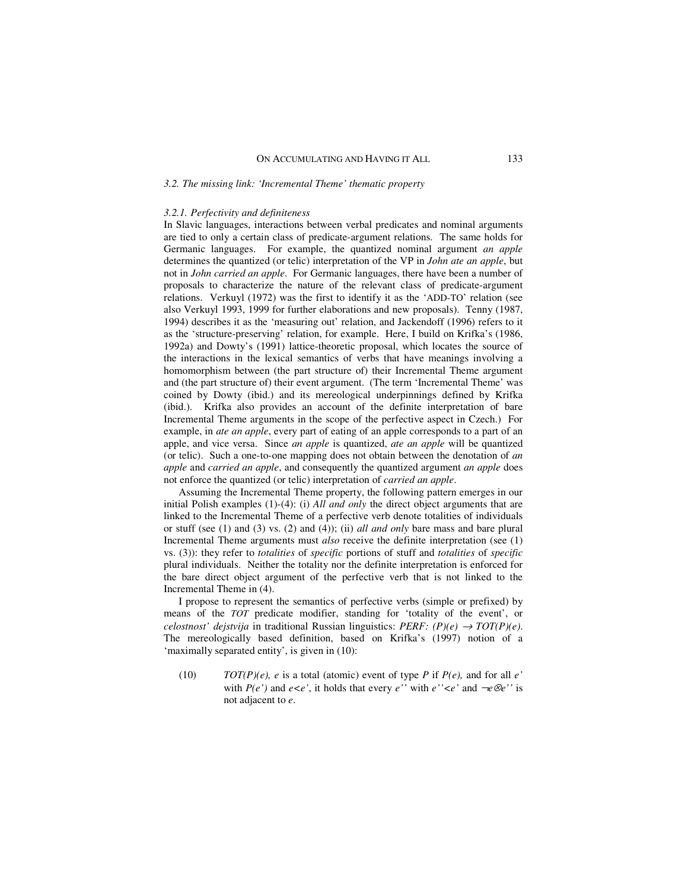### *3.2. The missing link: 'Incremental Theme' thematic property*

#### *3.2.1. Perfectivity and definiteness*

In Slavic languages, interactions between verbal predicates and nominal arguments are tied to only a certain class of predicate-argument relations. The same holds for Germanic languages. For example, the quantized nominal argument *an apple* determines the quantized (or telic) interpretation of the VP in *John ate an apple*, but not in *John carried an apple*. For Germanic languages, there have been a number of proposals to characterize the nature of the relevant class of predicate-argument relations. Verkuyl (1972) was the first to identify it as the 'ADD-TO' relation (see also Verkuyl 1993, 1999 for further elaborations and new proposals). Tenny (1987, 1994) describes it as the 'measuring out' relation, and Jackendoff (1996) refers to it as the 'structure-preserving' relation, for example. Here, I build on Krifka's (1986, 1992a) and Dowty's (1991) lattice-theoretic proposal, which locates the source of the interactions in the lexical semantics of verbs that have meanings involving a homomorphism between (the part structure of) their Incremental Theme argument and (the part structure of) their event argument. (The term 'Incremental Theme' was coined by Dowty (ibid.) and its mereological underpinnings defined by Krifka (ibid.). Krifka also provides an account of the definite interpretation of bare Incremental Theme arguments in the scope of the perfective aspect in Czech.) For example, in *ate an apple*, every part of eating of an apple corresponds to a part of an apple, and vice versa. Since *an apple* is quantized, *ate an apple* will be quantized (or telic). Such a one-to-one mapping does not obtain between the denotation of *an apple* and *carried an apple*, and consequently the quantized argument *an apple* does not enforce the quantized (or telic) interpretation of *carried an apple*.

Assuming the Incremental Theme property, the following pattern emerges in our initial Polish examples (1)-(4): (i) *All and only* the direct object arguments that are linked to the Incremental Theme of a perfective verb denote totalities of individuals or stuff (see (1) and (3) vs. (2) and (4)); (ii) *all and only* bare mass and bare plural Incremental Theme arguments must *also* receive the definite interpretation (see (1) vs. (3)): they refer to *totalities* of *specific* portions of stuff and *totalities* of *specific* plural individuals. Neither the totality nor the definite interpretation is enforced for the bare direct object argument of the perfective verb that is not linked to the Incremental Theme in (4).

I propose to represent the semantics of perfective verbs (simple or prefixed) by means of the *TOT* predicate modifier, standing for 'totality of the event', or *celostnost' dejstvija* in traditional Russian linguistics: *PERF:* $(P)(e) \rightarrow TOT(P)(e)$. The mereologically based definition, based on Krifka's (1997) notion of a 'maximally separated entity', is given in (10):

(10) $TOT(P)(e)$, $e$ is a total (atomic) event of type $P$ if $P(e)$, and for all $e'$ with $P(e')$ and $e<e'$, it holds that every $e''$ with $e''<e'$ and $\neg e \otimes e''$ is not adjacent to $e$.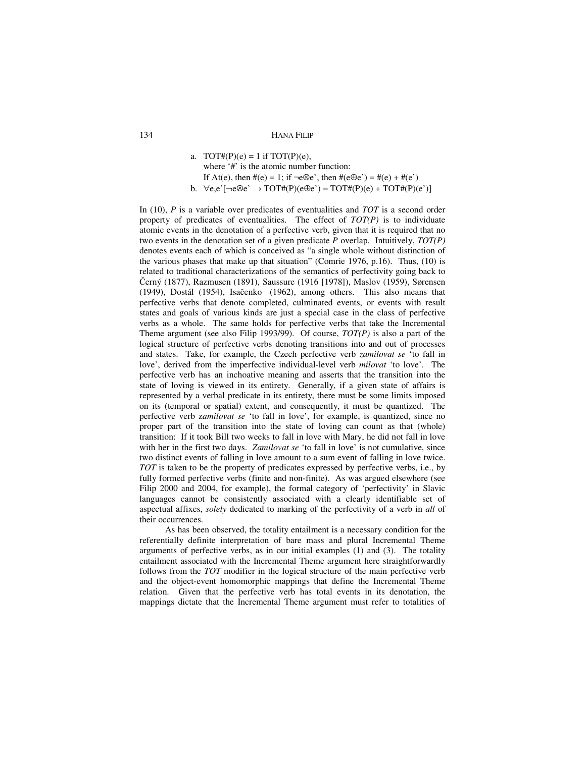a. $\text{TOT\#}(P)(e) = 1$ if $\text{TOT}(P)(e)$,
   where '#' is the atomic number function:
   If $\text{At}(e)$, then $\#(e) = 1$; if $\neg e \otimes e'$, then $\#(e \oplus e') = \#(e) + \#(e')$

b. $\forall e,e'[\neg e \otimes e' \rightarrow \text{TOT\#}(P)(e \oplus e') = \text{TOT\#}(P)(e) + \text{TOT\#}(P)(e')]$

In (10), *P* is a variable over predicates of eventualities and *TOT* is a second order property of predicates of eventualities. The effect of *TOT(P)* is to individuate atomic events in the denotation of a perfective verb, given that it is required that no two events in the denotation set of a given predicate *P* overlap. Intuitively, *TOT(P)* denotes events each of which is conceived as "a single whole without distinction of the various phases that make up that situation" (Comrie 1976, p.16). Thus, (10) is related to traditional characterizations of the semantics of perfectivity going back to Černý (1877), Razmusen (1891), Saussure (1916 [1978]), Maslov (1959), Sørensen (1949), Dostál (1954), Isačenko (1962), among others. This also means that perfective verbs that denote completed, culminated events, or events with result states and goals of various kinds are just a special case in the class of perfective verbs as a whole. The same holds for perfective verbs that take the Incremental Theme argument (see also Filip 1993/99). Of course, *TOT(P)* is also a part of the logical structure of perfective verbs denoting transitions into and out of processes and states. Take, for example, the Czech perfective verb *zamilovat se* 'to fall in love', derived from the imperfective individual-level verb *milovat* 'to love'. The perfective verb has an inchoative meaning and asserts that the transition into the state of loving is viewed in its entirety. Generally, if a given state of affairs is represented by a verbal predicate in its entirety, there must be some limits imposed on its (temporal or spatial) extent, and consequently, it must be quantized. The perfective verb z*amilovat se* 'to fall in love', for example, is quantized, since no proper part of the transition into the state of loving can count as that (whole) transition: If it took Bill two weeks to fall in love with Mary, he did not fall in love with her in the first two days. *Zamilovat se* 'to fall in love' is not cumulative, since two distinct events of falling in love amount to a sum event of falling in love twice. *TOT* is taken to be the property of predicates expressed by perfective verbs, i.e., by fully formed perfective verbs (finite and non-finite). As was argued elsewhere (see Filip 2000 and 2004, for example), the formal category of 'perfectivity' in Slavic languages cannot be consistently associated with a clearly identifiable set of aspectual affixes, *solely* dedicated to marking of the perfectivity of a verb in *all* of their occurrences.

As has been observed, the totality entailment is a necessary condition for the referentially definite interpretation of bare mass and plural Incremental Theme arguments of perfective verbs, as in our initial examples (1) and (3). The totality entailment associated with the Incremental Theme argument here straightforwardly follows from the *TOT* modifier in the logical structure of the main perfective verb and the object-event homomorphic mappings that define the Incremental Theme relation. Given that the perfective verb has total events in its denotation, the mappings dictate that the Incremental Theme argument must refer to totalities of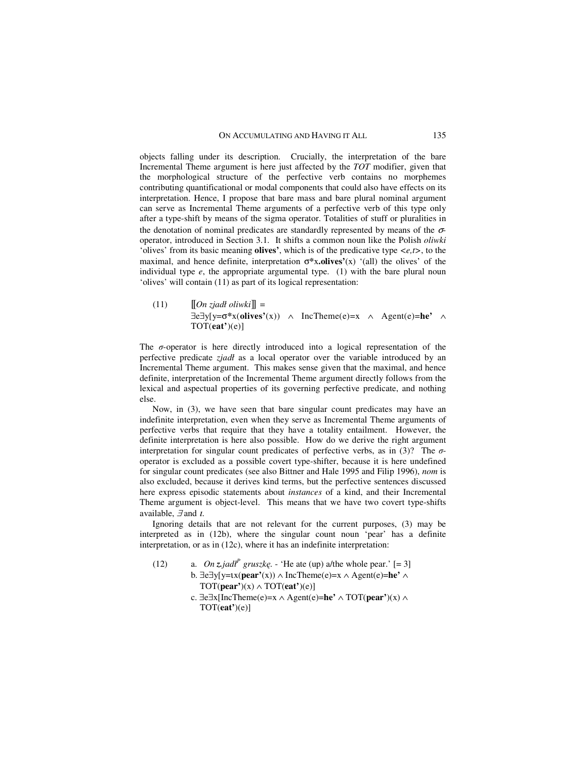objects falling under its description. Crucially, the interpretation of the bare Incremental Theme argument is here just affected by the *TOT* modifier, given that the morphological structure of the perfective verb contains no morphemes contributing quantificational or modal components that could also have effects on its interpretation. Hence, I propose that bare mass and bare plural nominal argument can serve as Incremental Theme arguments of a perfective verb of this type only after a type-shift by means of the sigma operator. Totalities of stuff or pluralities in the denotation of nominal predicates are standardly represented by means of the $\sigma$-operator, introduced in Section 3.1. It shifts a common noun like the Polish *oliwki* 'olives' from its basic meaning **olives'**, which is of the predicative type $<e,t>$, to the maximal, and hence definite, interpretation $\sigma^*x.\mathbf{olives'}(x)$ '(all) the olives' of the individual type *e*, the appropriate argumental type. (1) with the bare plural noun 'olives' will contain (11) as part of its logical representation:

(11) $[\![On\ zjadł\ oliwki]\!]$ =
$\exists e \exists y[y{=}\sigma^*x(\mathbf{olives'}(x)) \wedge \text{IncTheme}(e){=}x \wedge \text{Agent}(e){=}\mathbf{he'} \wedge \text{TOT}(\mathbf{eat'})(e)]$

The $\sigma$-operator is here directly introduced into a logical representation of the perfective predicate *zjadł* as a local operator over the variable introduced by an Incremental Theme argument. This makes sense given that the maximal, and hence definite, interpretation of the Incremental Theme argument directly follows from the lexical and aspectual properties of its governing perfective predicate, and nothing else.

Now, in (3), we have seen that bare singular count predicates may have an indefinite interpretation, even when they serve as Incremental Theme arguments of perfective verbs that require that they have a totality entailment. However, the definite interpretation is here also possible. How do we derive the right argument interpretation for singular count predicates of perfective verbs, as in (3)? The $\sigma$-operator is excluded as a possible covert type-shifter, because it is here undefined for singular count predicates (see also Bittner and Hale 1995 and Filip 1996), *nom* is also excluded, because it derives kind terms, but the perfective sentences discussed here express episodic statements about *instances* of a kind, and their Incremental Theme argument is object-level. This means that we have two covert type-shifts available, $\exists$ and $\iota$.

Ignoring details that are not relevant for the current purposes, (3) may be interpreted as in (12b), where the singular count noun 'pear' has a definite interpretation, or as in (12c), where it has an indefinite interpretation:

(12) a. *On z.jadł*[P] *gruszkę.* - 'He ate (up) a/the whole pear.' [= 3]
b. $\exists e \exists y[y{=}\iota x(\mathbf{pear'}(x)) \wedge \text{IncTheme}(e){=}x \wedge \text{Agent}(e){=}\mathbf{he'} \wedge \text{TOT}(\mathbf{pear'})(x) \wedge \text{TOT}(\mathbf{eat'})(e)]$
c. $\exists e \exists x[\text{IncTheme}(e){=}x \wedge \text{Agent}(e){=}\mathbf{he'} \wedge \text{TOT}(\mathbf{pear'})(x) \wedge \text{TOT}(\mathbf{eat'})(e)]$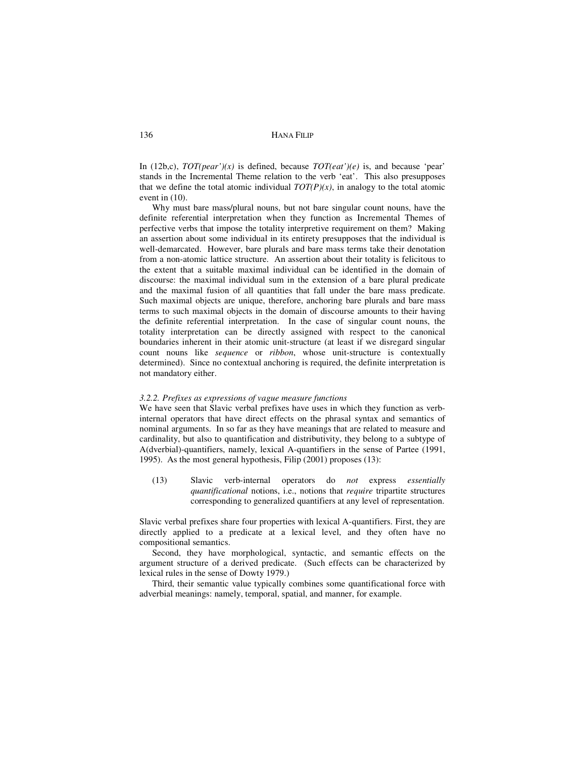In (12b,c), *TOT(pear')(x)* is defined, because *TOT(eat')(e)* is, and because 'pear' stands in the Incremental Theme relation to the verb 'eat'. This also presupposes that we define the total atomic individual *TOT(P)(x)*, in analogy to the total atomic event in (10).

Why must bare mass/plural nouns, but not bare singular count nouns, have the definite referential interpretation when they function as Incremental Themes of perfective verbs that impose the totality interpretive requirement on them? Making an assertion about some individual in its entirety presupposes that the individual is well-demarcated. However, bare plurals and bare mass terms take their denotation from a non-atomic lattice structure. An assertion about their totality is felicitous to the extent that a suitable maximal individual can be identified in the domain of discourse: the maximal individual sum in the extension of a bare plural predicate and the maximal fusion of all quantities that fall under the bare mass predicate. Such maximal objects are unique, therefore, anchoring bare plurals and bare mass terms to such maximal objects in the domain of discourse amounts to their having the definite referential interpretation. In the case of singular count nouns, the totality interpretation can be directly assigned with respect to the canonical boundaries inherent in their atomic unit-structure (at least if we disregard singular count nouns like *sequence* or *ribbon*, whose unit-structure is contextually determined). Since no contextual anchoring is required, the definite interpretation is not mandatory either.

### *3.2.2. Prefixes as expressions of vague measure functions*

We have seen that Slavic verbal prefixes have uses in which they function as verb-internal operators that have direct effects on the phrasal syntax and semantics of nominal arguments. In so far as they have meanings that are related to measure and cardinality, but also to quantification and distributivity, they belong to a subtype of A(dverbial)-quantifiers, namely, lexical A-quantifiers in the sense of Partee (1991, 1995). As the most general hypothesis, Filip (2001) proposes (13):

(13) Slavic verb-internal operators do *not* express *essentially quantificational* notions, i.e., notions that *require* tripartite structures corresponding to generalized quantifiers at any level of representation.

Slavic verbal prefixes share four properties with lexical A-quantifiers. First, they are directly applied to a predicate at a lexical level, and they often have no compositional semantics.

Second, they have morphological, syntactic, and semantic effects on the argument structure of a derived predicate. (Such effects can be characterized by lexical rules in the sense of Dowty 1979.)

Third, their semantic value typically combines some quantificational force with adverbial meanings: namely, temporal, spatial, and manner, for example.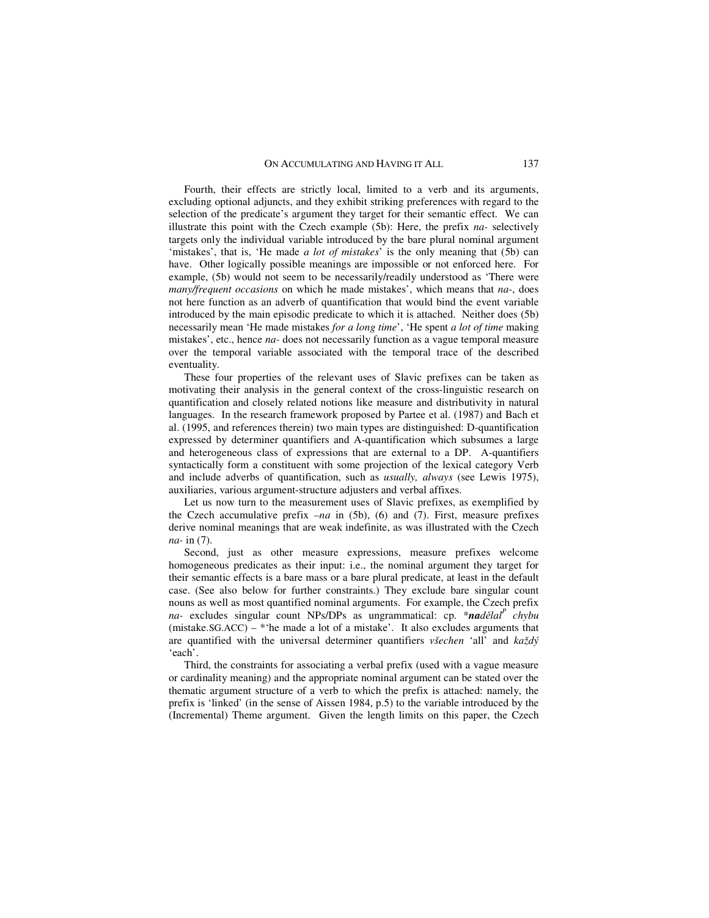Fourth, their effects are strictly local, limited to a verb and its arguments, excluding optional adjuncts, and they exhibit striking preferences with regard to the selection of the predicate's argument they target for their semantic effect. We can illustrate this point with the Czech example (5b): Here, the prefix *na-* selectively targets only the individual variable introduced by the bare plural nominal argument 'mistakes', that is, 'He made *a lot of mistakes*' is the only meaning that (5b) can have. Other logically possible meanings are impossible or not enforced here. For example, (5b) would not seem to be necessarily/readily understood as 'There were *many/frequent occasions* on which he made mistakes', which means that *na-*, does not here function as an adverb of quantification that would bind the event variable introduced by the main episodic predicate to which it is attached. Neither does (5b) necessarily mean 'He made mistakes *for a long time*', 'He spent *a lot of time* making mistakes', etc., hence *na-* does not necessarily function as a vague temporal measure over the temporal variable associated with the temporal trace of the described eventuality.

These four properties of the relevant uses of Slavic prefixes can be taken as motivating their analysis in the general context of the cross-linguistic research on quantification and closely related notions like measure and distributivity in natural languages. In the research framework proposed by Partee et al. (1987) and Bach et al. (1995, and references therein) two main types are distinguished: D-quantification expressed by determiner quantifiers and A-quantification which subsumes a large and heterogeneous class of expressions that are external to a DP. A-quantifiers syntactically form a constituent with some projection of the lexical category Verb and include adverbs of quantification, such as *usually, always* (see Lewis 1975), auxiliaries, various argument-structure adjusters and verbal affixes.

Let us now turn to the measurement uses of Slavic prefixes, as exemplified by the Czech accumulative prefix *–na* in (5b), (6) and (7). First, measure prefixes derive nominal meanings that are weak indefinite, as was illustrated with the Czech *na-* in (7).

Second, just as other measure expressions, measure prefixes welcome homogeneous predicates as their input: i.e., the nominal argument they target for their semantic effects is a bare mass or a bare plural predicate, at least in the default case. (See also below for further constraints.) They exclude bare singular count nouns as well as most quantified nominal arguments. For example, the Czech prefix *na-* excludes singular count NPs/DPs as ungrammatical: cp. ****na**dělal$^{P}$ chybu* (mistake.SG.ACC) – *'he made a lot of a mistake'. It also excludes arguments that are quantified with the universal determiner quantifiers *všechen* 'all' and *každý* 'each'.

Third, the constraints for associating a verbal prefix (used with a vague measure or cardinality meaning) and the appropriate nominal argument can be stated over the thematic argument structure of a verb to which the prefix is attached: namely, the prefix is 'linked' (in the sense of Aissen 1984, p.5) to the variable introduced by the (Incremental) Theme argument. Given the length limits on this paper, the Czech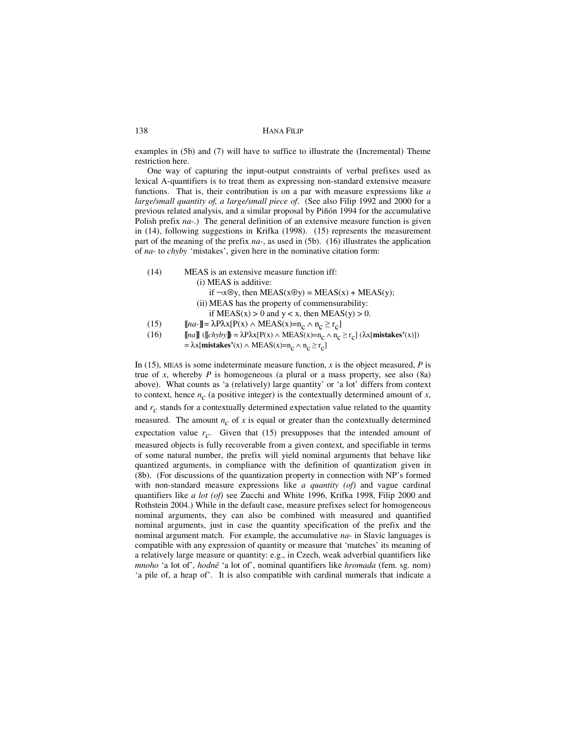examples in (5b) and (7) will have to suffice to illustrate the (Incremental) Theme restriction here.

One way of capturing the input-output constraints of verbal prefixes used as lexical A-quantifiers is to treat them as expressing non-standard extensive measure functions. That is, their contribution is on a par with measure expressions like *a large/small quantity of, a large/small piece of*. (See also Filip 1992 and 2000 for a previous related analysis, and a similar proposal by Piñón 1994 for the accumulative Polish prefix *na-*.) The general definition of an extensive measure function is given in (14), following suggestions in Krifka (1998). (15) represents the measurement part of the meaning of the prefix *na-*, as used in (5b). (16) illustrates the application of *na-* to *chyby* 'mistakes', given here in the nominative citation form:

(14) MEAS is an extensive measure function iff:
  (i) MEAS is additive:
    if $\neg x \otimes y$, then $\text{MEAS}(x \oplus y) = \text{MEAS}(x) + \text{MEAS}(y)$;
  (ii) MEAS has the property of commensurability:
    if $\text{MEAS}(x) > 0$ and $y < x$, then $\text{MEAS}(y) > 0$.

(15) $[\![na\text{-}]\!] = \lambda P \lambda x[P(x) \wedge \text{MEAS}(x){=}n_c \wedge n_c \geq r_c]$

(16) $[\![na]\!]\ ([\![chyby]\!]) = \lambda P \lambda x[P(x) \wedge \text{MEAS}(x){=}n_c \wedge n_c \geq r_c]\ (\lambda x[\textbf{mistakes'}(x)])$
  $= \lambda x[\textbf{mistakes'}(x) \wedge \text{MEAS}(x){=}n_c \wedge n_c \geq r_c]$

In (15), MEAS is some indeterminate measure function, *x* is the object measured, *P* is true of *x*, whereby *P* is homogeneous (a plural or a mass property, see also (8a) above). What counts as 'a (relatively) large quantity' or 'a lot' differs from context to context, hence $n_c$ (a positive integer) is the contextually determined amount of *x*, and $r_c$ stands for a contextually determined expectation value related to the quantity measured. The amount $n_c$ of *x* is equal or greater than the contextually determined expectation value $r_c$. Given that (15) presupposes that the intended amount of measured objects is fully recoverable from a given context, and specifiable in terms of some natural number, the prefix will yield nominal arguments that behave like quantized arguments, in compliance with the definition of quantization given in (8b). (For discussions of the quantization property in connection with NP's formed with non-standard measure expressions like *a quantity (of)* and vague cardinal quantifiers like *a lot (of)* see Zucchi and White 1996, Krifka 1998, Filip 2000 and Rothstein 2004.) While in the default case, measure prefixes select for homogeneous nominal arguments, they can also be combined with measured and quantified nominal arguments, just in case the quantity specification of the prefix and the nominal argument match. For example, the accumulative *na-* in Slavic languages is compatible with any expression of quantity or measure that 'matches' its meaning of a relatively large measure or quantity: e.g., in Czech, weak adverbial quantifiers like *mnoho* 'a lot of', *hodně* 'a lot of', nominal quantifiers like *hromada* (fem. sg. nom) 'a pile of, a heap of'. It is also compatible with cardinal numerals that indicate a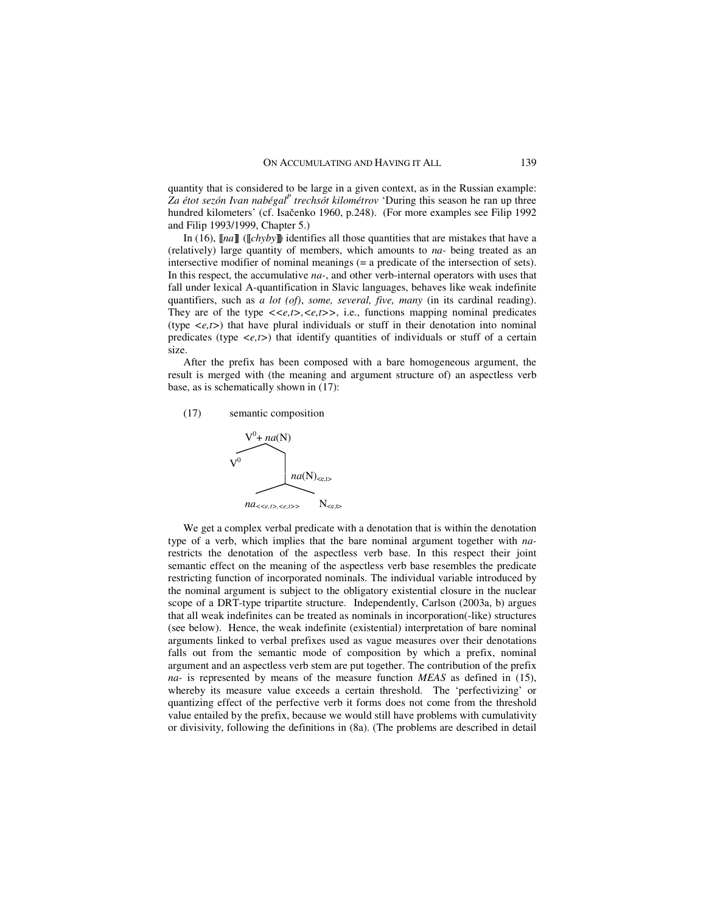quantity that is considered to be large in a given context, as in the Russian example: *Za étot sezón Ivan nabégal$^{P}$ trechsót kilométrov* 'During this season he ran up three hundred kilometers' (cf. Isačenko 1960, p.248). (For more examples see Filip 1992 and Filip 1993/1999, Chapter 5.)

In (16), ⟦*na*⟧ (⟦*chyby*⟧) identifies all those quantities that are mistakes that have a (relatively) large quantity of members, which amounts to *na-* being treated as an intersective modifier of nominal meanings (= a predicate of the intersection of sets). In this respect, the accumulative *na-*, and other verb-internal operators with uses that fall under lexical A-quantification in Slavic languages, behaves like weak indefinite quantifiers, such as *a lot (of)*, *some, several, five, many* (in its cardinal reading). They are of the type $<<e,t>,<e,t>>$, i.e., functions mapping nominal predicates (type $<e,t>$) that have plural individuals or stuff in their denotation into nominal predicates (type $<e,t>$) that identify quantities of individuals or stuff of a certain size.

After the prefix has been composed with a bare homogeneous argument, the result is merged with (the meaning and argument structure of) an aspectless verb base, as is schematically shown in (17):

(17) semantic composition

```
        V⁰+ na(N)
       /        \
     V⁰       na(N)<e,t>
              /        \
    na<<e,t>,<e,t>>    N<e,t>
```

We get a complex verbal predicate with a denotation that is within the denotation type of a verb, which implies that the bare nominal argument together with *na-* restricts the denotation of the aspectless verb base. In this respect their joint semantic effect on the meaning of the aspectless verb base resembles the predicate restricting function of incorporated nominals. The individual variable introduced by the nominal argument is subject to the obligatory existential closure in the nuclear scope of a DRT-type tripartite structure. Independently, Carlson (2003a, b) argues that all weak indefinites can be treated as nominals in incorporation(-like) structures (see below). Hence, the weak indefinite (existential) interpretation of bare nominal arguments linked to verbal prefixes used as vague measures over their denotations falls out from the semantic mode of composition by which a prefix, nominal argument and an aspectless verb stem are put together. The contribution of the prefix *na-* is represented by means of the measure function *MEAS* as defined in (15), whereby its measure value exceeds a certain threshold. The 'perfectivizing' or quantizing effect of the perfective verb it forms does not come from the threshold value entailed by the prefix, because we would still have problems with cumulativity or divisivity, following the definitions in (8a). (The problems are described in detail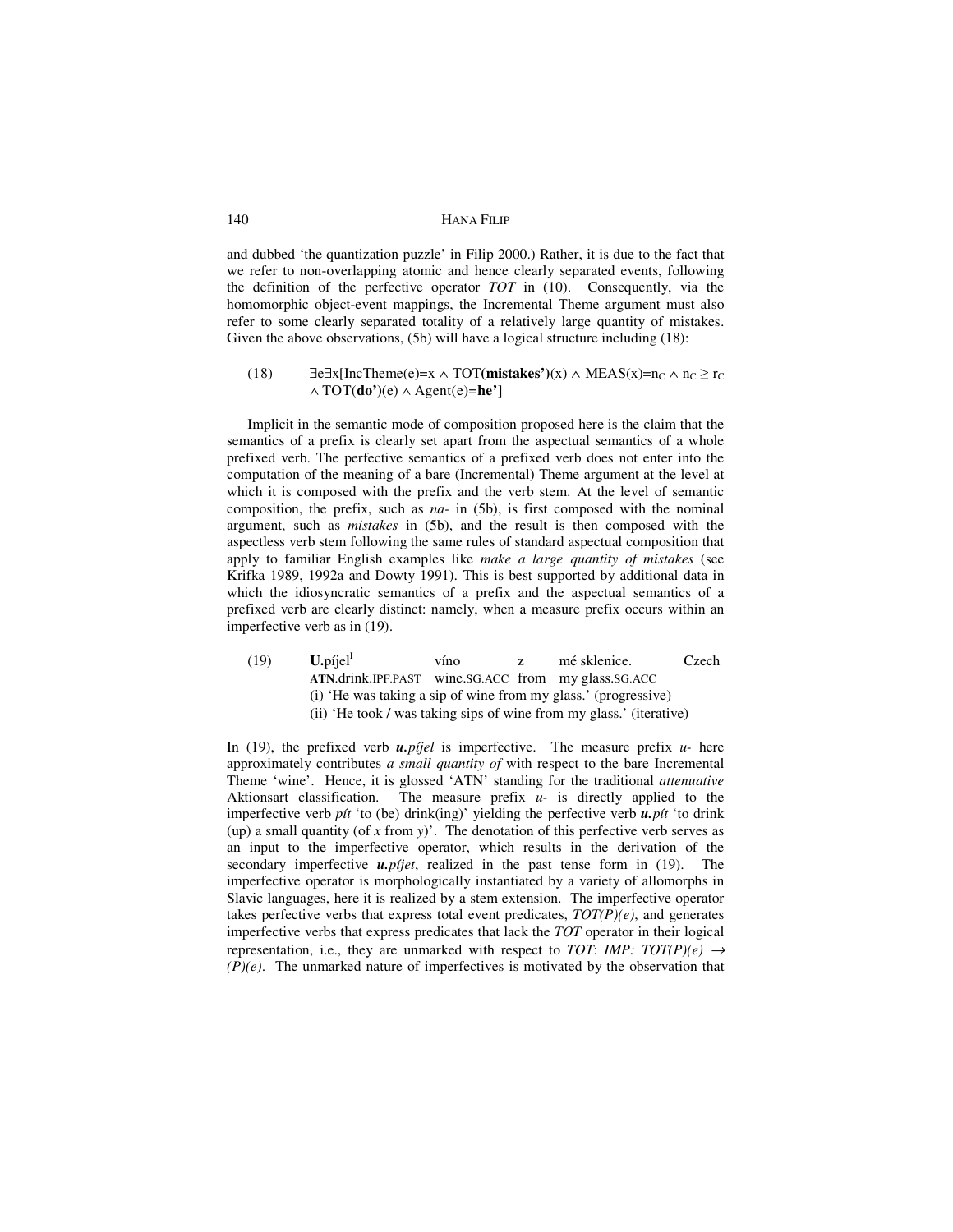and dubbed 'the quantization puzzle' in Filip 2000.) Rather, it is due to the fact that we refer to non-overlapping atomic and hence clearly separated events, following the definition of the perfective operator *TOT* in (10). Consequently, via the homomorphic object-event mappings, the Incremental Theme argument must also refer to some clearly separated totality of a relatively large quantity of mistakes. Given the above observations, (5b) will have a logical structure including (18):

(18) $\exists e \exists x[\text{IncTheme}(e)=x \wedge \text{TOT}(\textbf{mistakes'})(x) \wedge \text{MEAS}(x)=n_C \wedge n_C \geq r_C \wedge \text{TOT}(\textbf{do'})(e) \wedge \text{Agent}(e)=\textbf{he'}]$

Implicit in the semantic mode of composition proposed here is the claim that the semantics of a prefix is clearly set apart from the aspectual semantics of a whole prefixed verb. The perfective semantics of a prefixed verb does not enter into the computation of the meaning of a bare (Incremental) Theme argument at the level at which it is composed with the prefix and the verb stem. At the level of semantic composition, the prefix, such as *na-* in (5b), is first composed with the nominal argument, such as *mistakes* in (5b), and the result is then composed with the aspectless verb stem following the same rules of standard aspectual composition that apply to familiar English examples like *make a large quantity of mistakes* (see Krifka 1989, 1992a and Dowty 1991). This is best supported by additional data in which the idiosyncratic semantics of a prefix and the aspectual semantics of a prefixed verb are clearly distinct: namely, when a measure prefix occurs within an imperfective verb as in (19).

(19) **U.**píjel[I] víno z mé sklenice. Czech
**ATN**.drink.IPF.PAST wine.SG.ACC from my glass.SG.ACC
(i) 'He was taking a sip of wine from my glass.' (progressive)
(ii) 'He took / was taking sips of wine from my glass.' (iterative)

In (19), the prefixed verb ***u.píjel*** is imperfective. The measure prefix *u-* here approximately contributes *a small quantity of* with respect to the bare Incremental Theme 'wine'. Hence, it is glossed 'ATN' standing for the traditional *attenuative* Aktionsart classification. The measure prefix *u-* is directly applied to the imperfective verb *pít* 'to (be) drink(ing)' yielding the perfective verb ***u.pít*** 'to drink (up) a small quantity (of *x* from *y*)'. The denotation of this perfective verb serves as an input to the imperfective operator, which results in the derivation of the secondary imperfective ***u.píjet***, realized in the past tense form in (19). The imperfective operator is morphologically instantiated by a variety of allomorphs in Slavic languages, here it is realized by a stem extension. The imperfective operator takes perfective verbs that express total event predicates, *TOT(P)(e)*, and generates imperfective verbs that express predicates that lack the *TOT* operator in their logical representation, i.e., they are unmarked with respect to *TOT*: *IMP: TOT(P)(e)* $\rightarrow$ *(P)(e)*. The unmarked nature of imperfectives is motivated by the observation that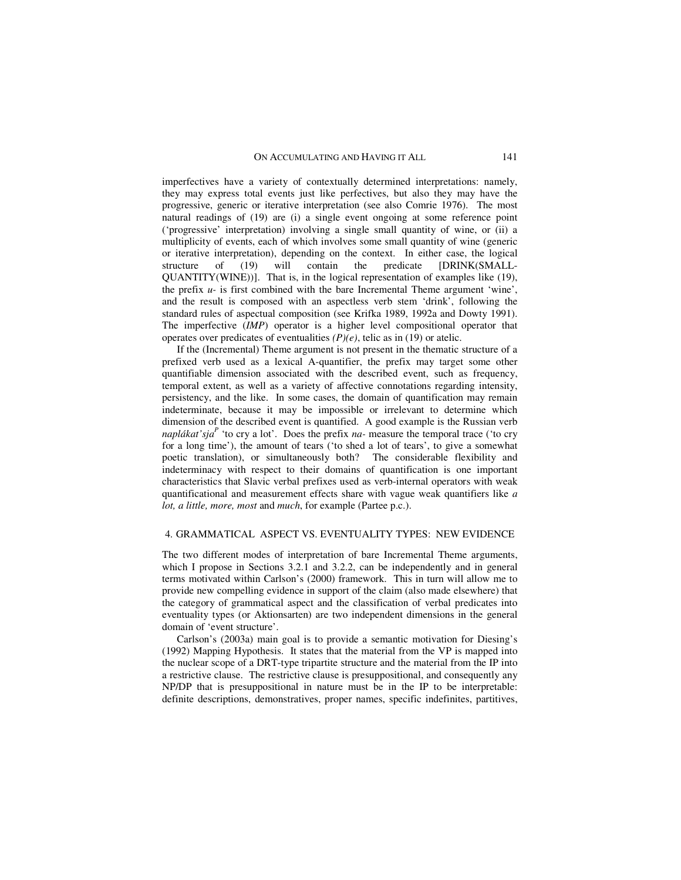imperfectives have a variety of contextually determined interpretations: namely, they may express total events just like perfectives, but also they may have the progressive, generic or iterative interpretation (see also Comrie 1976). The most natural readings of (19) are (i) a single event ongoing at some reference point ('progressive' interpretation) involving a single small quantity of wine, or (ii) a multiplicity of events, each of which involves some small quantity of wine (generic or iterative interpretation), depending on the context. In either case, the logical structure of (19) will contain the predicate [DRINK(SMALL-QUANTITY(WINE))]. That is, in the logical representation of examples like (19), the prefix *u-* is first combined with the bare Incremental Theme argument 'wine', and the result is composed with an aspectless verb stem 'drink', following the standard rules of aspectual composition (see Krifka 1989, 1992a and Dowty 1991). The imperfective (*IMP*) operator is a higher level compositional operator that operates over predicates of eventualities *(P)(e)*, telic as in (19) or atelic.

If the (Incremental) Theme argument is not present in the thematic structure of a prefixed verb used as a lexical A-quantifier, the prefix may target some other quantifiable dimension associated with the described event, such as frequency, temporal extent, as well as a variety of affective connotations regarding intensity, persistency, and the like. In some cases, the domain of quantification may remain indeterminate, because it may be impossible or irrelevant to determine which dimension of the described event is quantified. A good example is the Russian verb *naplákat'sja*$^{P}$ 'to cry a lot'. Does the prefix *na-* measure the temporal trace ('to cry for a long time'), the amount of tears ('to shed a lot of tears', to give a somewhat poetic translation), or simultaneously both? The considerable flexibility and indeterminacy with respect to their domains of quantification is one important characteristics that Slavic verbal prefixes used as verb-internal operators with weak quantificational and measurement effects share with vague weak quantifiers like *a lot, a little, more, most* and *much*, for example (Partee p.c.).

## 4. GRAMMATICAL ASPECT VS. EVENTUALITY TYPES: NEW EVIDENCE

The two different modes of interpretation of bare Incremental Theme arguments, which I propose in Sections 3.2.1 and 3.2.2, can be independently and in general terms motivated within Carlson's (2000) framework. This in turn will allow me to provide new compelling evidence in support of the claim (also made elsewhere) that the category of grammatical aspect and the classification of verbal predicates into eventuality types (or Aktionsarten) are two independent dimensions in the general domain of 'event structure'.

Carlson's (2003a) main goal is to provide a semantic motivation for Diesing's (1992) Mapping Hypothesis. It states that the material from the VP is mapped into the nuclear scope of a DRT-type tripartite structure and the material from the IP into a restrictive clause. The restrictive clause is presuppositional, and consequently any NP/DP that is presuppositional in nature must be in the IP to be interpretable: definite descriptions, demonstratives, proper names, specific indefinites, partitives,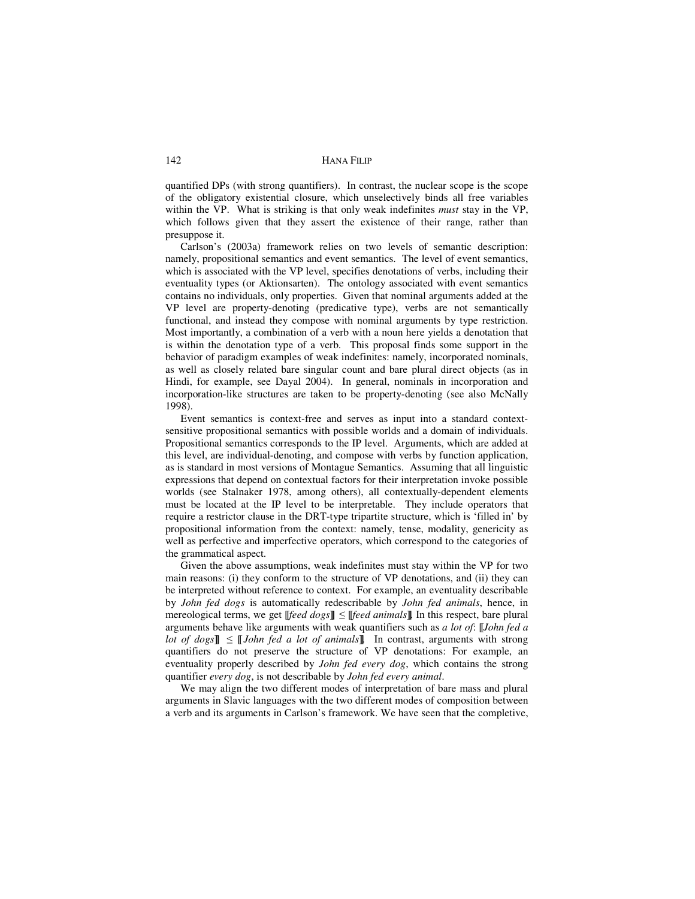quantified DPs (with strong quantifiers). In contrast, the nuclear scope is the scope of the obligatory existential closure, which unselectively binds all free variables within the VP. What is striking is that only weak indefinites *must* stay in the VP, which follows given that they assert the existence of their range, rather than presuppose it.

Carlson's (2003a) framework relies on two levels of semantic description: namely, propositional semantics and event semantics. The level of event semantics, which is associated with the VP level, specifies denotations of verbs, including their eventuality types (or Aktionsarten). The ontology associated with event semantics contains no individuals, only properties. Given that nominal arguments added at the VP level are property-denoting (predicative type), verbs are not semantically functional, and instead they compose with nominal arguments by type restriction. Most importantly, a combination of a verb with a noun here yields a denotation that is within the denotation type of a verb. This proposal finds some support in the behavior of paradigm examples of weak indefinites: namely, incorporated nominals, as well as closely related bare singular count and bare plural direct objects (as in Hindi, for example, see Dayal 2004). In general, nominals in incorporation and incorporation-like structures are taken to be property-denoting (see also McNally 1998).

Event semantics is context-free and serves as input into a standard context-sensitive propositional semantics with possible worlds and a domain of individuals. Propositional semantics corresponds to the IP level. Arguments, which are added at this level, are individual-denoting, and compose with verbs by function application, as is standard in most versions of Montague Semantics. Assuming that all linguistic expressions that depend on contextual factors for their interpretation invoke possible worlds (see Stalnaker 1978, among others), all contextually-dependent elements must be located at the IP level to be interpretable. They include operators that require a restrictor clause in the DRT-type tripartite structure, which is 'filled in' by propositional information from the context: namely, tense, modality, genericity as well as perfective and imperfective operators, which correspond to the categories of the grammatical aspect.

Given the above assumptions, weak indefinites must stay within the VP for two main reasons: (i) they conform to the structure of VP denotations, and (ii) they can be interpreted without reference to context. For example, an eventuality describable by *John fed dogs* is automatically redescribable by *John fed animals*, hence, in mereological terms, we get ⟦*feed dogs*⟧ ≤ ⟦*feed animals*⟧. In this respect, bare plural arguments behave like arguments with weak quantifiers such as *a lot of*: ⟦*John fed a lot of dogs*⟧ ≤ ⟦*John fed a lot of animals*⟧. In contrast, arguments with strong quantifiers do not preserve the structure of VP denotations: For example, an eventuality properly described by *John fed every dog*, which contains the strong quantifier *every dog*, is not describable by *John fed every animal*.

We may align the two different modes of interpretation of bare mass and plural arguments in Slavic languages with the two different modes of composition between a verb and its arguments in Carlson's framework. We have seen that the completive,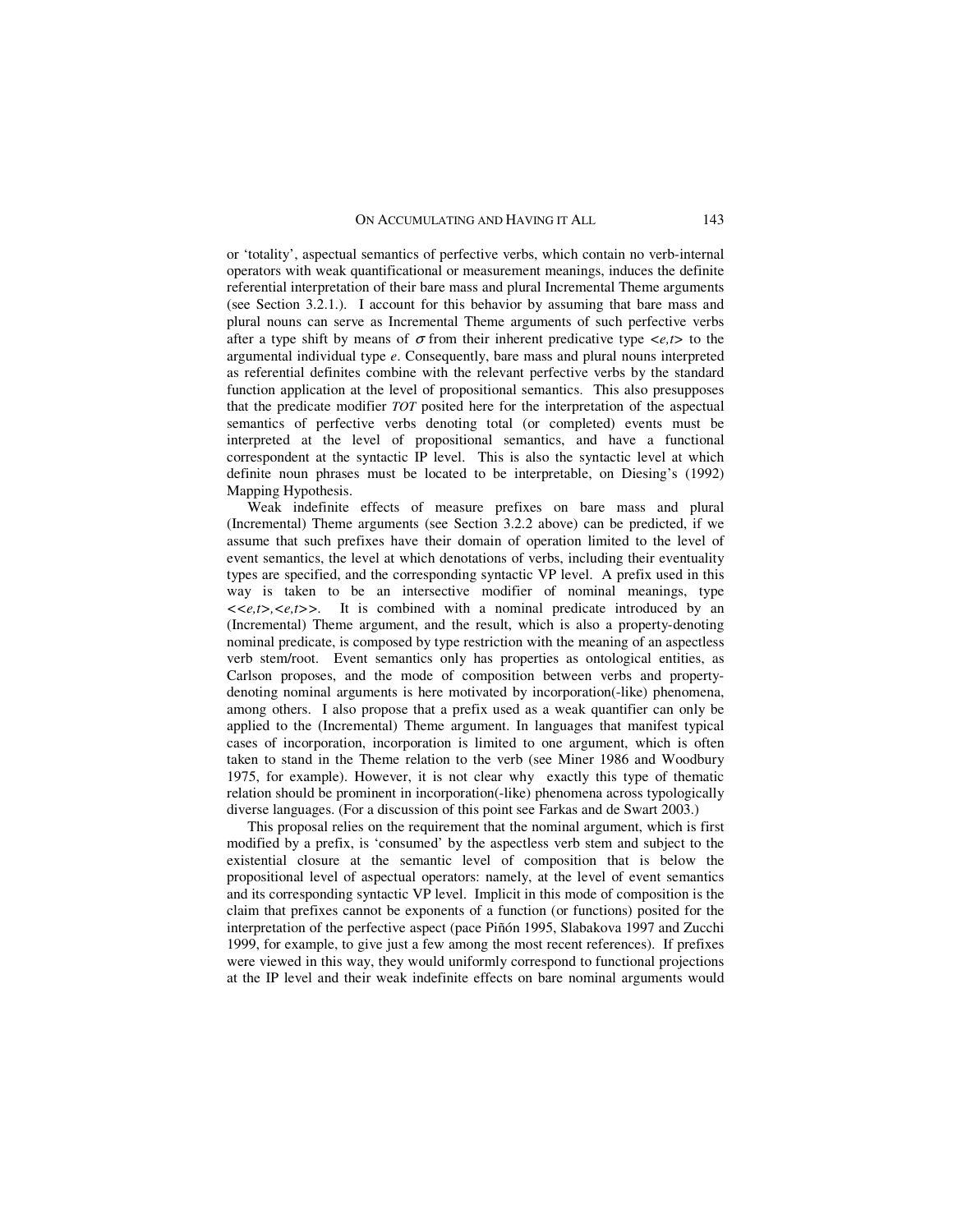or 'totality', aspectual semantics of perfective verbs, which contain no verb-internal operators with weak quantificational or measurement meanings, induces the definite referential interpretation of their bare mass and plural Incremental Theme arguments (see Section 3.2.1.). I account for this behavior by assuming that bare mass and plural nouns can serve as Incremental Theme arguments of such perfective verbs after a type shift by means of $\sigma$ from their inherent predicative type $<e,t>$ to the argumental individual type $e$. Consequently, bare mass and plural nouns interpreted as referential definites combine with the relevant perfective verbs by the standard function application at the level of propositional semantics. This also presupposes that the predicate modifier *TOT* posited here for the interpretation of the aspectual semantics of perfective verbs denoting total (or completed) events must be interpreted at the level of propositional semantics, and have a functional correspondent at the syntactic IP level. This is also the syntactic level at which definite noun phrases must be located to be interpretable, on Diesing's (1992) Mapping Hypothesis.

Weak indefinite effects of measure prefixes on bare mass and plural (Incremental) Theme arguments (see Section 3.2.2 above) can be predicted, if we assume that such prefixes have their domain of operation limited to the level of event semantics, the level at which denotations of verbs, including their eventuality types are specified, and the corresponding syntactic VP level. A prefix used in this way is taken to be an intersective modifier of nominal meanings, type $<<e,t>,<e,t>>$. It is combined with a nominal predicate introduced by an (Incremental) Theme argument, and the result, which is also a property-denoting nominal predicate, is composed by type restriction with the meaning of an aspectless verb stem/root. Event semantics only has properties as ontological entities, as Carlson proposes, and the mode of composition between verbs and property-denoting nominal arguments is here motivated by incorporation(-like) phenomena, among others. I also propose that a prefix used as a weak quantifier can only be applied to the (Incremental) Theme argument. In languages that manifest typical cases of incorporation, incorporation is limited to one argument, which is often taken to stand in the Theme relation to the verb (see Miner 1986 and Woodbury 1975, for example). However, it is not clear why exactly this type of thematic relation should be prominent in incorporation(-like) phenomena across typologically diverse languages. (For a discussion of this point see Farkas and de Swart 2003.)

This proposal relies on the requirement that the nominal argument, which is first modified by a prefix, is 'consumed' by the aspectless verb stem and subject to the existential closure at the semantic level of composition that is below the propositional level of aspectual operators: namely, at the level of event semantics and its corresponding syntactic VP level. Implicit in this mode of composition is the claim that prefixes cannot be exponents of a function (or functions) posited for the interpretation of the perfective aspect (pace Piñón 1995, Slabakova 1997 and Zucchi 1999, for example, to give just a few among the most recent references). If prefixes were viewed in this way, they would uniformly correspond to functional projections at the IP level and their weak indefinite effects on bare nominal arguments would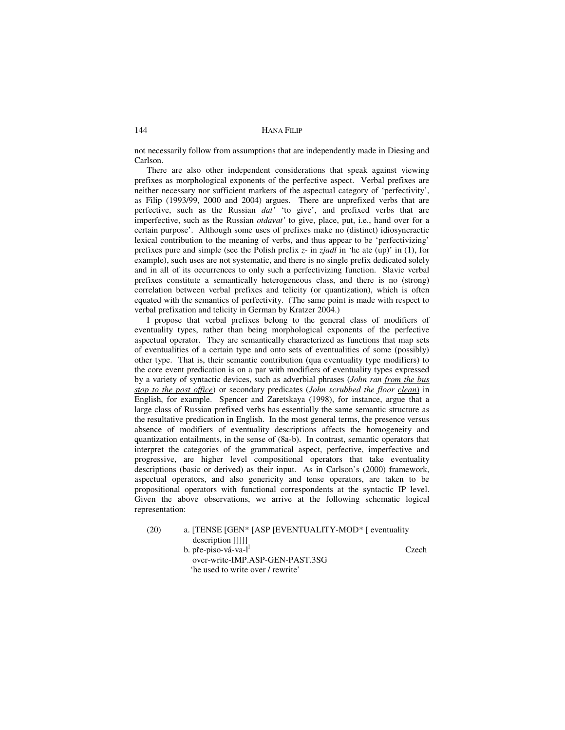not necessarily follow from assumptions that are independently made in Diesing and Carlson.

There are also other independent considerations that speak against viewing prefixes as morphological exponents of the perfective aspect. Verbal prefixes are neither necessary nor sufficient markers of the aspectual category of 'perfectivity', as Filip (1993/99, 2000 and 2004) argues. There are unprefixed verbs that are perfective, such as the Russian *dat'* 'to give', and prefixed verbs that are imperfective, such as the Russian *otdavat'* to give, place, put, i.e., hand over for a certain purpose'. Although some uses of prefixes make no (distinct) idiosyncractic lexical contribution to the meaning of verbs, and thus appear to be 'perfectivizing' prefixes pure and simple (see the Polish prefix *z-* in *zjadł* in 'he ate (up)' in (1), for example), such uses are not systematic, and there is no single prefix dedicated solely and in all of its occurrences to only such a perfectivizing function. Slavic verbal prefixes constitute a semantically heterogeneous class, and there is no (strong) correlation between verbal prefixes and telicity (or quantization), which is often equated with the semantics of perfectivity. (The same point is made with respect to verbal prefixation and telicity in German by Kratzer 2004.)

I propose that verbal prefixes belong to the general class of modifiers of eventuality types, rather than being morphological exponents of the perfective aspectual operator. They are semantically characterized as functions that map sets of eventualities of a certain type and onto sets of eventualities of some (possibly) other type. That is, their semantic contribution (qua eventuality type modifiers) to the core event predication is on a par with modifiers of eventuality types expressed by a variety of syntactic devices, such as adverbial phrases (*John ran <u>from the bus stop to the post office</u>*) or secondary predicates (*John scrubbed the floor <u>clean</u>*) in English, for example. Spencer and Zaretskaya (1998), for instance, argue that a large class of Russian prefixed verbs has essentially the same semantic structure as the resultative predication in English. In the most general terms, the presence versus absence of modifiers of eventuality descriptions affects the homogeneity and quantization entailments, in the sense of (8a-b). In contrast, semantic operators that interpret the categories of the grammatical aspect, perfective, imperfective and progressive, are higher level compositional operators that take eventuality descriptions (basic or derived) as their input. As in Carlson's (2000) framework, aspectual operators, and also genericity and tense operators, are taken to be propositional operators with functional correspondents at the syntactic IP level. Given the above observations, we arrive at the following schematic logical representation:

(20) a. [TENSE [GEN* [ASP [EVENTUALITY-MOD* [ eventuality description ]]]]]

b. pře-piso-vá-va-l[1] — Czech
   over-write-IMP.ASP-GEN-PAST.3SG
   'he used to write over / rewrite'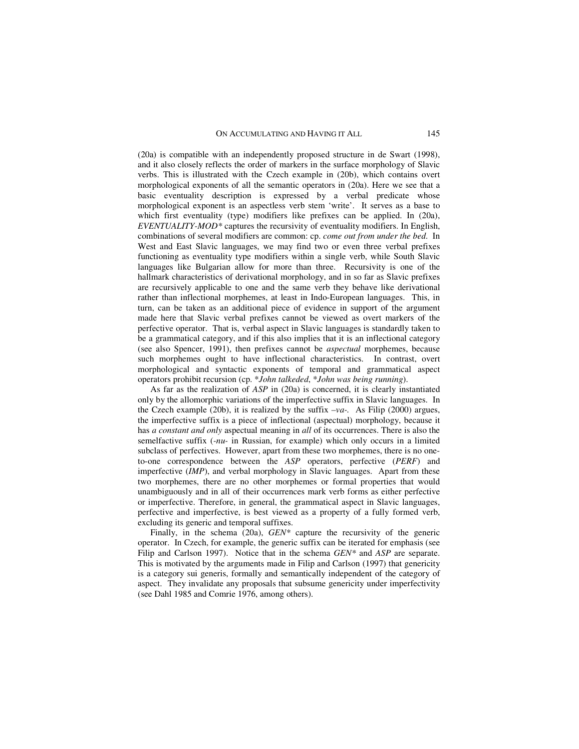(20a) is compatible with an independently proposed structure in de Swart (1998), and it also closely reflects the order of markers in the surface morphology of Slavic verbs. This is illustrated with the Czech example in (20b), which contains overt morphological exponents of all the semantic operators in (20a). Here we see that a basic eventuality description is expressed by a verbal predicate whose morphological exponent is an aspectless verb stem 'write'. It serves as a base to which first eventuality (type) modifiers like prefixes can be applied. In (20a), *EVENTUALITY-MOD** captures the recursivity of eventuality modifiers. In English, combinations of several modifiers are common: cp. *come out from under the bed*. In West and East Slavic languages, we may find two or even three verbal prefixes functioning as eventuality type modifiers within a single verb, while South Slavic languages like Bulgarian allow for more than three. Recursivity is one of the hallmark characteristics of derivational morphology, and in so far as Slavic prefixes are recursively applicable to one and the same verb they behave like derivational rather than inflectional morphemes, at least in Indo-European languages. This, in turn, can be taken as an additional piece of evidence in support of the argument made here that Slavic verbal prefixes cannot be viewed as overt markers of the perfective operator. That is, verbal aspect in Slavic languages is standardly taken to be a grammatical category, and if this also implies that it is an inflectional category (see also Spencer, 1991), then prefixes cannot be *aspectual* morphemes, because such morphemes ought to have inflectional characteristics. In contrast, overt morphological and syntactic exponents of temporal and grammatical aspect operators prohibit recursion (cp. \**John talkeded*, \**John was being running*).

As far as the realization of *ASP* in (20a) is concerned, it is clearly instantiated only by the allomorphic variations of the imperfective suffix in Slavic languages. In the Czech example (20b), it is realized by the suffix *–va-*. As Filip (2000) argues, the imperfective suffix is a piece of inflectional (aspectual) morphology, because it has *a constant and only* aspectual meaning in *all* of its occurrences. There is also the semelfactive suffix (*-nu-* in Russian, for example) which only occurs in a limited subclass of perfectives. However, apart from these two morphemes, there is no one-to-one correspondence between the *ASP* operators, perfective (*PERF*) and imperfective (*IMP*), and verbal morphology in Slavic languages. Apart from these two morphemes, there are no other morphemes or formal properties that would unambiguously and in all of their occurrences mark verb forms as either perfective or imperfective. Therefore, in general, the grammatical aspect in Slavic languages, perfective and imperfective, is best viewed as a property of a fully formed verb, excluding its generic and temporal suffixes.

Finally, in the schema (20a), *GEN** capture the recursivity of the generic operator. In Czech, for example, the generic suffix can be iterated for emphasis (see Filip and Carlson 1997). Notice that in the schema *GEN** and *ASP* are separate. This is motivated by the arguments made in Filip and Carlson (1997) that genericity is a category sui generis, formally and semantically independent of the category of aspect. They invalidate any proposals that subsume genericity under imperfectivity (see Dahl 1985 and Comrie 1976, among others).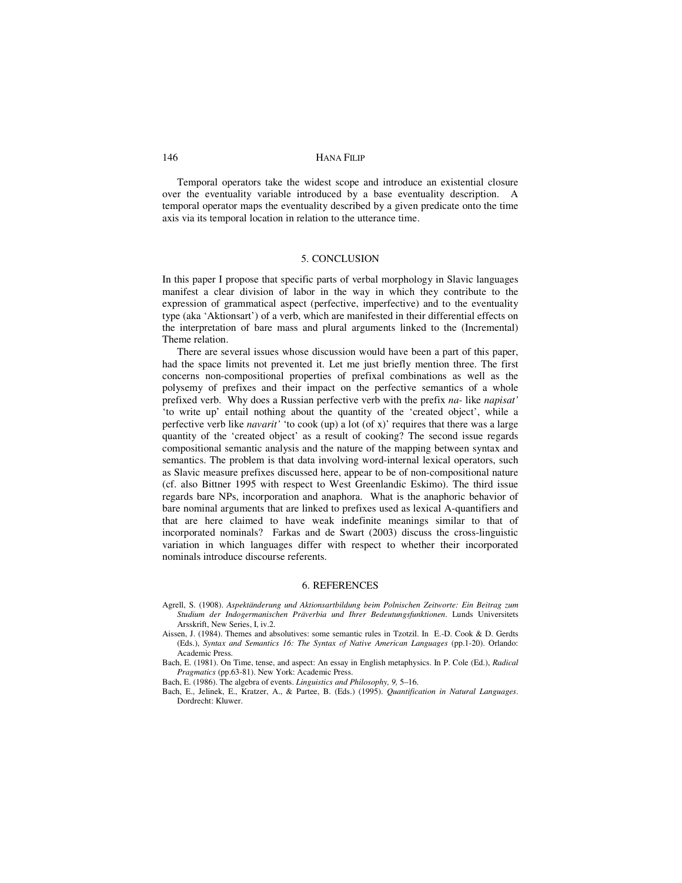Temporal operators take the widest scope and introduce an existential closure over the eventuality variable introduced by a base eventuality description. A temporal operator maps the eventuality described by a given predicate onto the time axis via its temporal location in relation to the utterance time.

## 5. CONCLUSION

In this paper I propose that specific parts of verbal morphology in Slavic languages manifest a clear division of labor in the way in which they contribute to the expression of grammatical aspect (perfective, imperfective) and to the eventuality type (aka 'Aktionsart') of a verb, which are manifested in their differential effects on the interpretation of bare mass and plural arguments linked to the (Incremental) Theme relation.

There are several issues whose discussion would have been a part of this paper, had the space limits not prevented it. Let me just briefly mention three. The first concerns non-compositional properties of prefixal combinations as well as the polysemy of prefixes and their impact on the perfective semantics of a whole prefixed verb. Why does a Russian perfective verb with the prefix *na-* like *napisat'* 'to write up' entail nothing about the quantity of the 'created object', while a perfective verb like *navarit'* 'to cook (up) a lot (of x)' requires that there was a large quantity of the 'created object' as a result of cooking? The second issue regards compositional semantic analysis and the nature of the mapping between syntax and semantics. The problem is that data involving word-internal lexical operators, such as Slavic measure prefixes discussed here, appear to be of non-compositional nature (cf. also Bittner 1995 with respect to West Greenlandic Eskimo). The third issue regards bare NPs, incorporation and anaphora. What is the anaphoric behavior of bare nominal arguments that are linked to prefixes used as lexical A-quantifiers and that are here claimed to have weak indefinite meanings similar to that of incorporated nominals? Farkas and de Swart (2003) discuss the cross-linguistic variation in which languages differ with respect to whether their incorporated nominals introduce discourse referents.

## 6. REFERENCES

Agrell, S. (1908). *Aspektänderung und Aktionsartbildung beim Polnischen Zeitworte: Ein Beitrag zum Studium der Indogermanischen Präverbia und Ihrer Bedeutungsfunktionen*. Lunds Universitets Arsskrift, New Series, I, iv.2.

Aissen, J. (1984). Themes and absolutives: some semantic rules in Tzotzil. In E.-D. Cook & D. Gerdts (Eds.), *Syntax and Semantics 16: The Syntax of Native American Languages* (pp.1-20). Orlando: Academic Press.

Bach, E. (1981). On Time, tense, and aspect: An essay in English metaphysics. In P. Cole (Ed.), *Radical Pragmatics* (pp.63-81). New York: Academic Press.

Bach, E. (1986). The algebra of events. *Linguistics and Philosophy, 9,* 5–16.

Bach, E., Jelinek, E., Kratzer, A., & Partee, B. (Eds.) (1995). *Quantification in Natural Languages*. Dordrecht: Kluwer.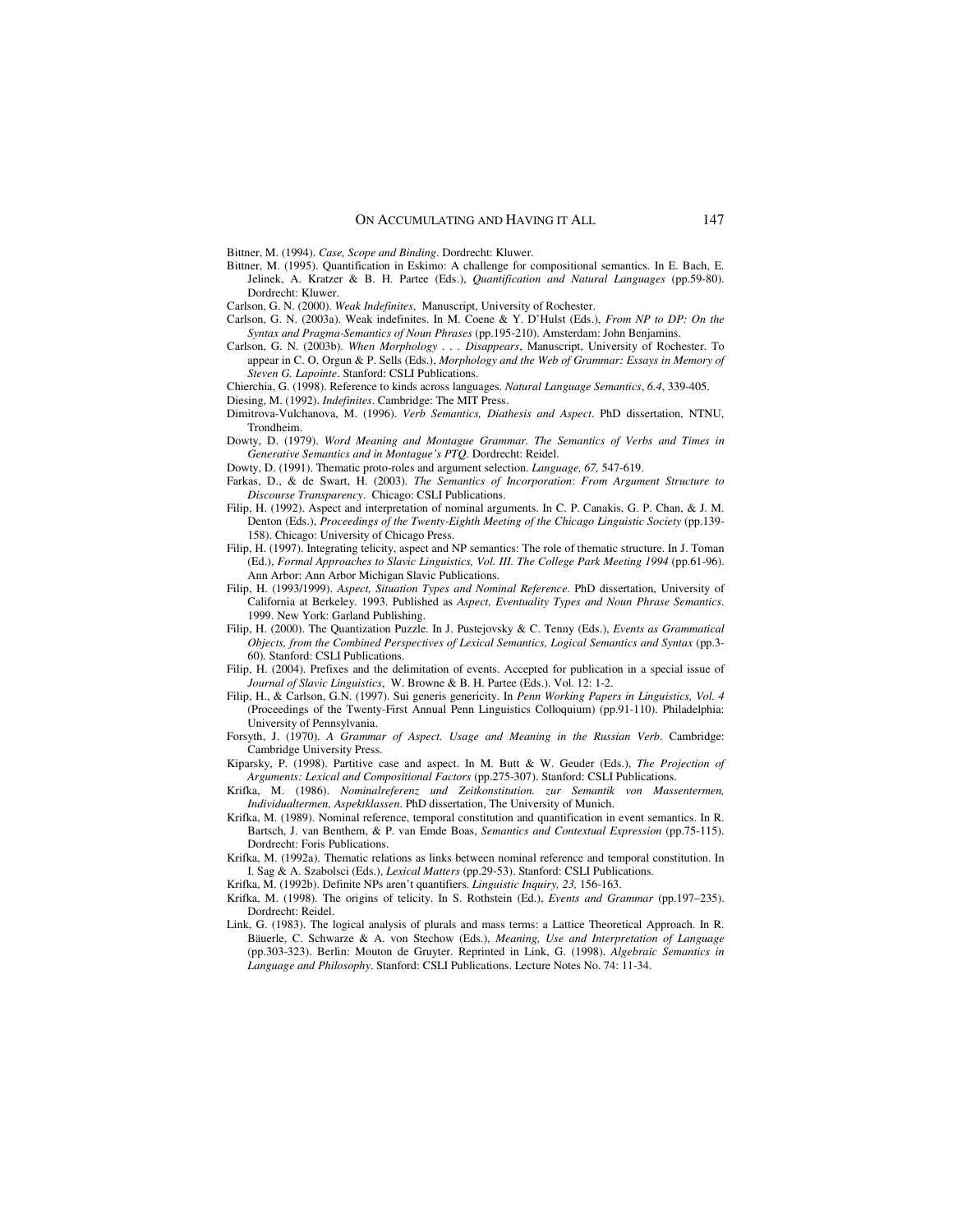Bittner, M. (1994). *Case, Scope and Binding*. Dordrecht: Kluwer.

Bittner, M. (1995). Quantification in Eskimo: A challenge for compositional semantics. In E. Bach, E. Jelinek, A. Kratzer & B. H. Partee (Eds.), *Quantification and Natural Languages* (pp.59-80). Dordrecht: Kluwer.

Carlson, G. N. (2000). *Weak Indefinites*, Manuscript, University of Rochester.

Carlson, G. N. (2003a). Weak indefinites. In M. Coene & Y. D'Hulst (Eds.), *From NP to DP: On the Syntax and Pragma-Semantics of Noun Phrases* (pp.195-210). Amsterdam: John Benjamins.

Carlson, G. N. (2003b). *When Morphology . . . Disappears*, Manuscript, University of Rochester. To appear in C. O. Orgun & P. Sells (Eds.), *Morphology and the Web of Grammar: Essays in Memory of Steven G. Lapointe*. Stanford: CSLI Publications.

Chierchia, G. (1998). Reference to kinds across languages. *Natural Language Semantics*, *6.4*, 339-405.

Diesing, M. (1992). *Indefinites*. Cambridge: The MIT Press.

Dimitrova-Vulchanova, M. (1996). *Verb Semantics, Diathesis and Aspect*. PhD dissertation, NTNU, Trondheim.

Dowty, D. (1979). *Word Meaning and Montague Grammar. The Semantics of Verbs and Times in Generative Semantics and in Montague's PTQ*. Dordrecht: Reidel.

Dowty, D. (1991). Thematic proto-roles and argument selection. *Language, 67,* 547-619.

Farkas, D., & de Swart, H. (2003). *The Semantics of Incorporation*: *From Argument Structure to Discourse Transparency*. Chicago: CSLI Publications.

Filip, H. (1992). Aspect and interpretation of nominal arguments. In C. P. Canakis, G. P. Chan, & J. M. Denton (Eds.), *Proceedings of the Twenty-Eighth Meeting of the Chicago Linguistic Society* (pp.139-158). Chicago: University of Chicago Press.

Filip, H. (1997). Integrating telicity, aspect and NP semantics: The role of thematic structure. In J. Toman (Ed.), *Formal Approaches to Slavic Linguistics, Vol. III. The College Park Meeting 1994* (pp.61-96). Ann Arbor: Ann Arbor Michigan Slavic Publications.

Filip, H. (1993/1999). *Aspect, Situation Types and Nominal Reference*. PhD dissertation, University of California at Berkeley. 1993. Published as *Aspect, Eventuality Types and Noun Phrase Semantics*. 1999. New York: Garland Publishing.

Filip, H. (2000). The Quantization Puzzle. In J. Pustejovsky & C. Tenny (Eds.), *Events as Grammatical Objects, from the Combined Perspectives of Lexical Semantics, Logical Semantics and Syntax* (pp.3-60). Stanford: CSLI Publications.

Filip, H. (2004). Prefixes and the delimitation of events. Accepted for publication in a special issue of *Journal of Slavic Linguistics*, W. Browne & B. H. Partee (Eds.). Vol. 12: 1-2.

Filip, H., & Carlson, G.N. (1997). Sui generis genericity. In *Penn Working Papers in Linguistics, Vol. 4* (Proceedings of the Twenty-First Annual Penn Linguistics Colloquium) (pp.91-110). Philadelphia: University of Pennsylvania.

Forsyth, J. (1970). *A Grammar of Aspect. Usage and Meaning in the Russian Verb*. Cambridge: Cambridge University Press.

Kiparsky, P. (1998). Partitive case and aspect. In M. Butt & W. Geuder (Eds.), *The Projection of Arguments: Lexical and Compositional Factors* (pp.275-307). Stanford: CSLI Publications.

Krifka, M. (1986). *Nominalreferenz und Zeitkonstitution. zur Semantik von Massentermen, Individualtermen, Aspektklassen*. PhD dissertation, The University of Munich.

Krifka, M. (1989). Nominal reference, temporal constitution and quantification in event semantics. In R. Bartsch, J. van Benthem, & P. van Emde Boas, *Semantics and Contextual Expression* (pp.75-115). Dordrecht: Foris Publications.

Krifka, M. (1992a). Thematic relations as links between nominal reference and temporal constitution. In I. Sag & A. Szabolsci (Eds.), *Lexical Matters* (pp.29-53). Stanford: CSLI Publications.

Krifka, M. (1992b). Definite NPs aren't quantifiers. *Linguistic Inquiry, 23,* 156-163.

Krifka, M. (1998). The origins of telicity. In S. Rothstein (Ed.), *Events and Grammar* (pp.197–235). Dordrecht: Reidel.

Link, G. (1983). The logical analysis of plurals and mass terms: a Lattice Theoretical Approach. In R. Bäuerle, C. Schwarze & A. von Stechow (Eds.), *Meaning, Use and Interpretation of Language* (pp.303-323). Berlin: Mouton de Gruyter. Reprinted in Link, G. (1998). *Algebraic Semantics in Language and Philosophy*. Stanford: CSLI Publications. Lecture Notes No. 74: 11-34.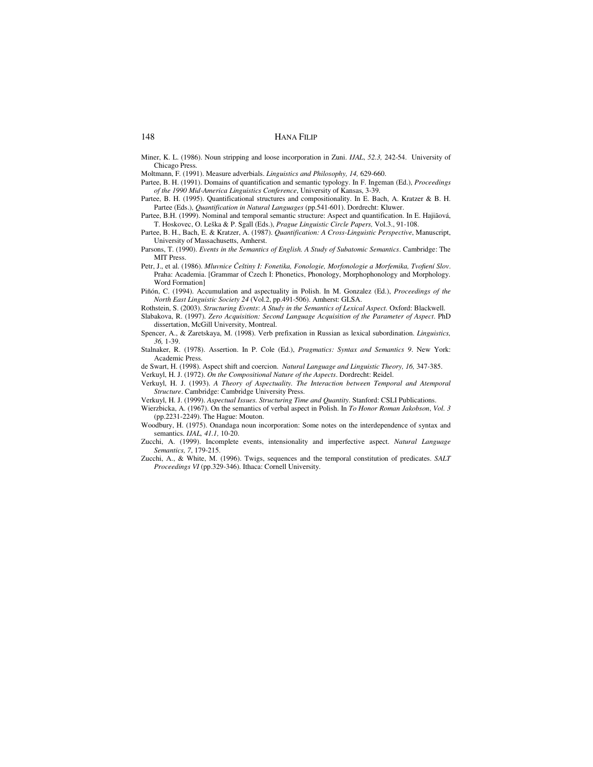Miner, K. L. (1986). Noun stripping and loose incorporation in Zuni. *IJAL*, *52.3,* 242-54. University of Chicago Press.

Moltmann, F. (1991). Measure adverbials. *Linguistics and Philosophy, 14,* 629-660.

Partee, B. H. (1991). Domains of quantification and semantic typology. In F. Ingeman (Ed.), *Proceedings of the 1990 Mid-America Linguistics Conference*, University of Kansas, 3-39.

Partee, B. H. (1995). Quantificational structures and compositionality. In E. Bach, A. Kratzer & B. H. Partee (Eds.), *Quantification in Natural Languages* (pp.541-601). Dordrecht: Kluwer.

Partee, B.H. (1999). Nominal and temporal semantic structure: Aspect and quantification. In E. Hajiãová, T. Hoskovec, O. Leška & P. Sgall (Eds.), *Prague Linguistic Circle Papers,* Vol.3., 91-108.

Partee, B. H., Bach, E. & Kratzer, A. (1987). *Quantification: A Cross-Linguistic Perspective*, Manuscript, University of Massachusetts, Amherst.

Parsons, T. (1990). *Events in the Semantics of English. A Study of Subatomic Semantics*. Cambridge: The MIT Press.

Petr, J., et al. (1986). *Mluvnice Češtiny I: Fonetika, Fonologie, Morfonologie a Morfemika, Tvofiení Slov*. Praha: Academia. [Grammar of Czech I: Phonetics, Phonology, Morphophonology and Morphology. Word Formation]

Piñón, C. (1994). Accumulation and aspectuality in Polish. In M. Gonzalez (Ed.), *Proceedings of the North East Linguistic Society 24* (Vol.2, pp.491-506). Amherst: GLSA.

Rothstein, S. (2003). *Structuring Events*: *A Study in the Semantics of Lexical Aspect*. Oxford: Blackwell.

Slabakova, R. (1997). *Zero Acquisition: Second Language Acquisition of the Parameter of Aspect*. PhD dissertation, McGill University, Montreal.

Spencer, A., & Zaretskaya, M. (1998). Verb prefixation in Russian as lexical subordination. *Linguistics, 36,* 1-39.

Stalnaker, R. (1978). Assertion. In P. Cole (Ed.), *Pragmatics: Syntax and Semantics 9*. New York: Academic Press.

de Swart, H. (1998). Aspect shift and coercion. *Natural Language and Linguistic Theory, 16,* 347-385.

Verkuyl, H. J. (1972). *On the Compositional Nature of the Aspects*. Dordrecht: Reidel.

Verkuyl, H. J. (1993). *A Theory of Aspectuality. The Interaction between Temporal and Atemporal Structure*. Cambridge: Cambridge University Press.

Verkuyl, H. J. (1999). *Aspectual Issues. Structuring Time and Quantity*. Stanford: CSLI Publications.

Wierzbicka, A. (1967). On the semantics of verbal aspect in Polish. In *To Honor Roman Jakobson*, *Vol. 3* (pp.2231-2249). The Hague: Mouton.

Woodbury, H. (1975). Onandaga noun incorporation: Some notes on the interdependence of syntax and semantics. *IJAL, 41.1,* 10-20.

Zucchi, A. (1999). Incomplete events, intensionality and imperfective aspect. *Natural Language Semantics, 7*, 179-215.

Zucchi, A., & White, M. (1996). Twigs, sequences and the temporal constitution of predicates. *SALT Proceedings VI* (pp.329-346). Ithaca: Cornell University.